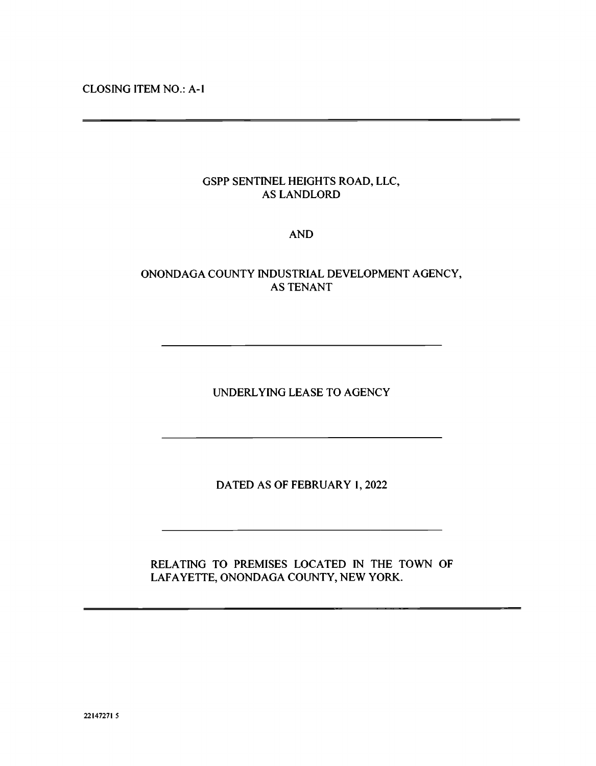CLOSING ITEM NO.: A-1

---

GSPP SENTINEL HEIGHTS ROAD, LLC,
AS LANDLORD

AND

ONONDAGA COUNTY INDUSTRIAL DEVELOPMENT AGENCY,
AS TENANT

---

# UNDERLYING LEASE TO AGENCY

---

DATED AS OF FEBRUARY 1, 2022

---

RELATING TO PREMISES LOCATED IN THE TOWN OF LAFAYETTE, ONONDAGA COUNTY, NEW YORK.

---

22147271 5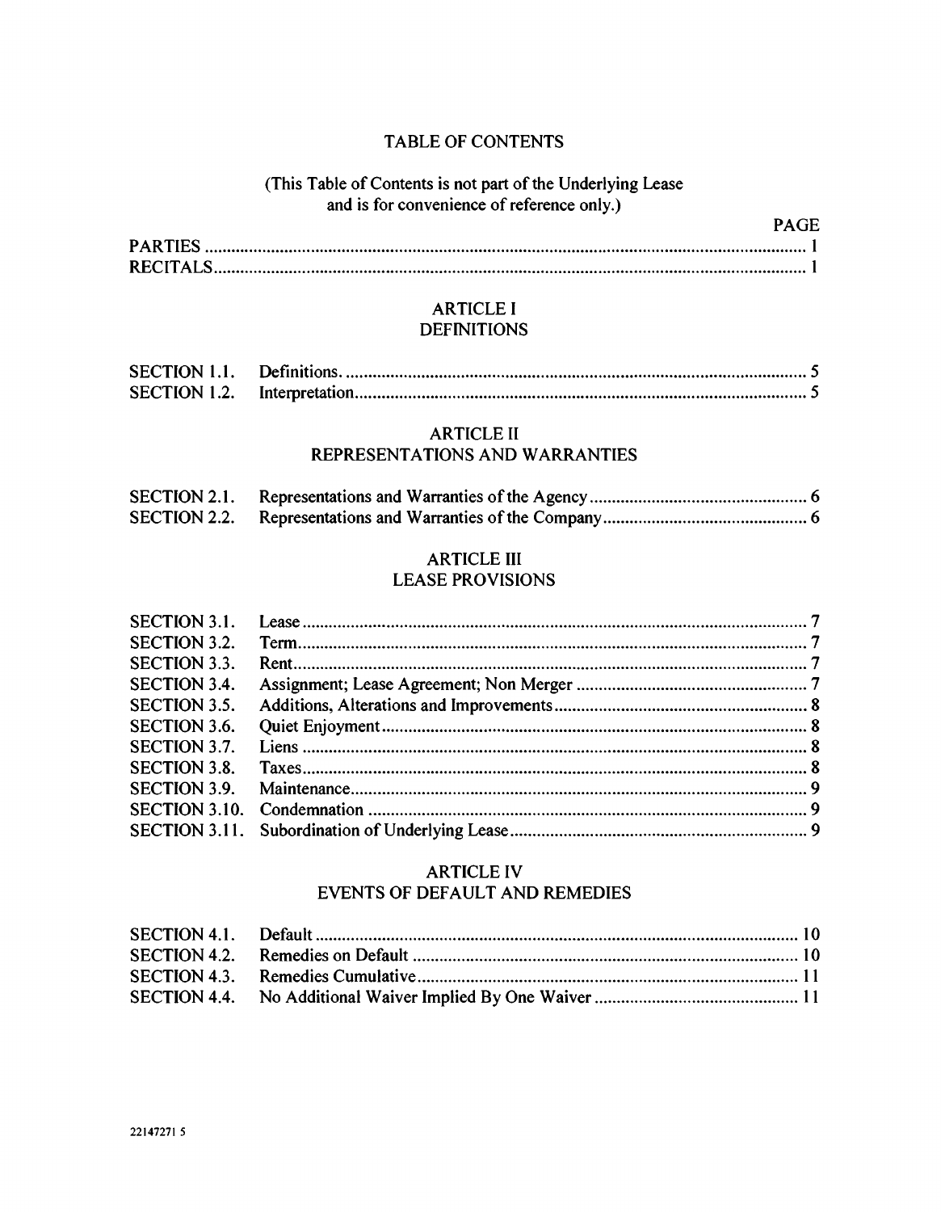# TABLE OF CONTENTS

(This Table of Contents is not part of the Underlying Lease and is for convenience of reference only.)

| | | PAGE |
|---|---|---|
| PARTIES | | 1 |
| RECITALS | | 1 |

## ARTICLE I
## DEFINITIONS

| | | |
|---|---|---|
| SECTION 1.1. | Definitions. | 5 |
| SECTION 1.2. | Interpretation | 5 |

## ARTICLE II
## REPRESENTATIONS AND WARRANTIES

| | | |
|---|---|---|
| SECTION 2.1. | Representations and Warranties of the Agency | 6 |
| SECTION 2.2. | Representations and Warranties of the Company | 6 |

## ARTICLE III
## LEASE PROVISIONS

| | | |
|---|---|---|
| SECTION 3.1. | Lease | 7 |
| SECTION 3.2. | Term | 7 |
| SECTION 3.3. | Rent | 7 |
| SECTION 3.4. | Assignment; Lease Agreement; Non Merger | 7 |
| SECTION 3.5. | Additions, Alterations and Improvements | 8 |
| SECTION 3.6. | Quiet Enjoyment | 8 |
| SECTION 3.7. | Liens | 8 |
| SECTION 3.8. | Taxes | 8 |
| SECTION 3.9. | Maintenance | 9 |
| SECTION 3.10. | Condemnation | 9 |
| SECTION 3.11. | Subordination of Underlying Lease | 9 |

## ARTICLE IV
## EVENTS OF DEFAULT AND REMEDIES

| | | |
|---|---|---|
| SECTION 4.1. | Default | 10 |
| SECTION 4.2. | Remedies on Default | 10 |
| SECTION 4.3. | Remedies Cumulative | 11 |
| SECTION 4.4. | No Additional Waiver Implied By One Waiver | 11 |

22147271 5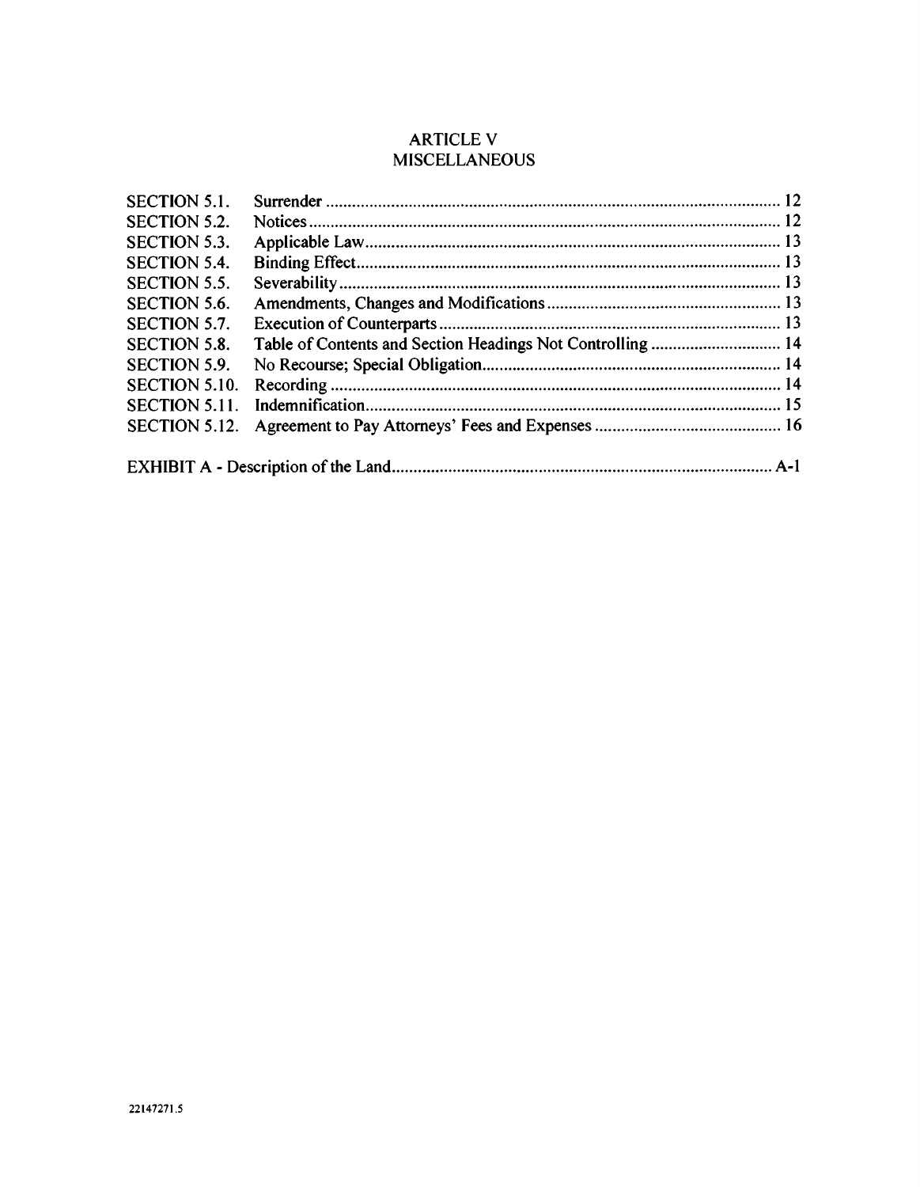## ARTICLE V
## MISCELLANEOUS

| | | |
|---|---|---|
| SECTION 5.1. | Surrender | 12 |
| SECTION 5.2. | Notices | 12 |
| SECTION 5.3. | Applicable Law | 13 |
| SECTION 5.4. | Binding Effect | 13 |
| SECTION 5.5. | Severability | 13 |
| SECTION 5.6. | Amendments, Changes and Modifications | 13 |
| SECTION 5.7. | Execution of Counterparts | 13 |
| SECTION 5.8. | Table of Contents and Section Headings Not Controlling | 14 |
| SECTION 5.9. | No Recourse; Special Obligation | 14 |
| SECTION 5.10. | Recording | 14 |
| SECTION 5.11. | Indemnification | 15 |
| SECTION 5.12. | Agreement to Pay Attorneys' Fees and Expenses | 16 |

EXHIBIT A - Description of the Land ........ A-1

22147271.5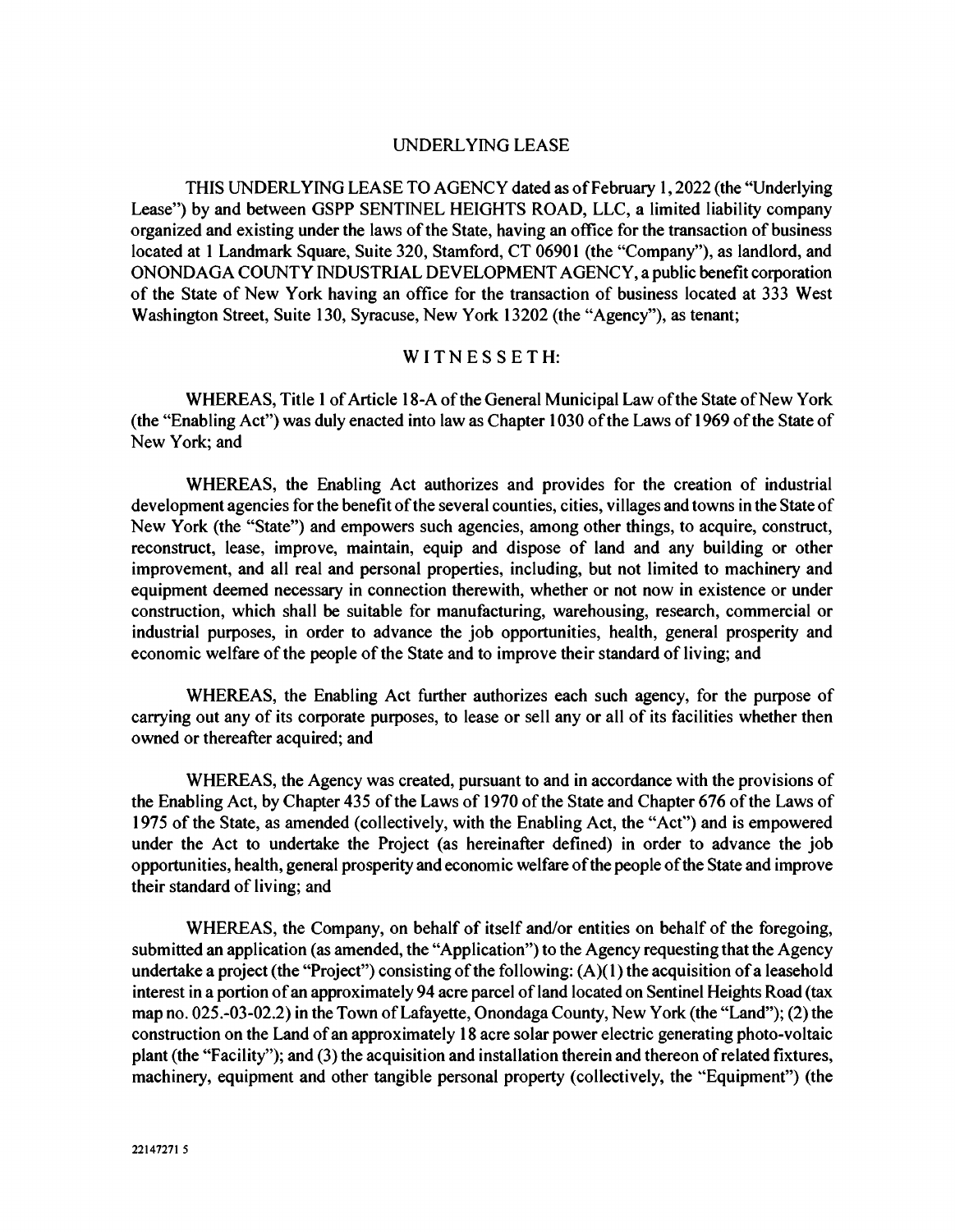## UNDERLYING LEASE

THIS UNDERLYING LEASE TO AGENCY dated as of February 1, 2022 (the "Underlying Lease") by and between GSPP SENTINEL HEIGHTS ROAD, LLC, a limited liability company organized and existing under the laws of the State, having an office for the transaction of business located at 1 Landmark Square, Suite 320, Stamford, CT 06901 (the "Company"), as landlord, and ONONDAGA COUNTY INDUSTRIAL DEVELOPMENT AGENCY, a public benefit corporation of the State of New York having an office for the transaction of business located at 333 West Washington Street, Suite 130, Syracuse, New York 13202 (the "Agency"), as tenant;

### WITNESSETH:

WHEREAS, Title 1 of Article 18-A of the General Municipal Law of the State of New York (the "Enabling Act") was duly enacted into law as Chapter 1030 of the Laws of 1969 of the State of New York; and

WHEREAS, the Enabling Act authorizes and provides for the creation of industrial development agencies for the benefit of the several counties, cities, villages and towns in the State of New York (the "State") and empowers such agencies, among other things, to acquire, construct, reconstruct, lease, improve, maintain, equip and dispose of land and any building or other improvement, and all real and personal properties, including, but not limited to machinery and equipment deemed necessary in connection therewith, whether or not now in existence or under construction, which shall be suitable for manufacturing, warehousing, research, commercial or industrial purposes, in order to advance the job opportunities, health, general prosperity and economic welfare of the people of the State and to improve their standard of living; and

WHEREAS, the Enabling Act further authorizes each such agency, for the purpose of carrying out any of its corporate purposes, to lease or sell any or all of its facilities whether then owned or thereafter acquired; and

WHEREAS, the Agency was created, pursuant to and in accordance with the provisions of the Enabling Act, by Chapter 435 of the Laws of 1970 of the State and Chapter 676 of the Laws of 1975 of the State, as amended (collectively, with the Enabling Act, the "Act") and is empowered under the Act to undertake the Project (as hereinafter defined) in order to advance the job opportunities, health, general prosperity and economic welfare of the people of the State and improve their standard of living; and

WHEREAS, the Company, on behalf of itself and/or entities on behalf of the foregoing, submitted an application (as amended, the "Application") to the Agency requesting that the Agency undertake a project (the "Project") consisting of the following: (A)(1) the acquisition of a leasehold interest in a portion of an approximately 94 acre parcel of land located on Sentinel Heights Road (tax map no. 025.-03-02.2) in the Town of Lafayette, Onondaga County, New York (the "Land"); (2) the construction on the Land of an approximately 18 acre solar power electric generating photo-voltaic plant (the "Facility"); and (3) the acquisition and installation therein and thereon of related fixtures, machinery, equipment and other tangible personal property (collectively, the "Equipment") (the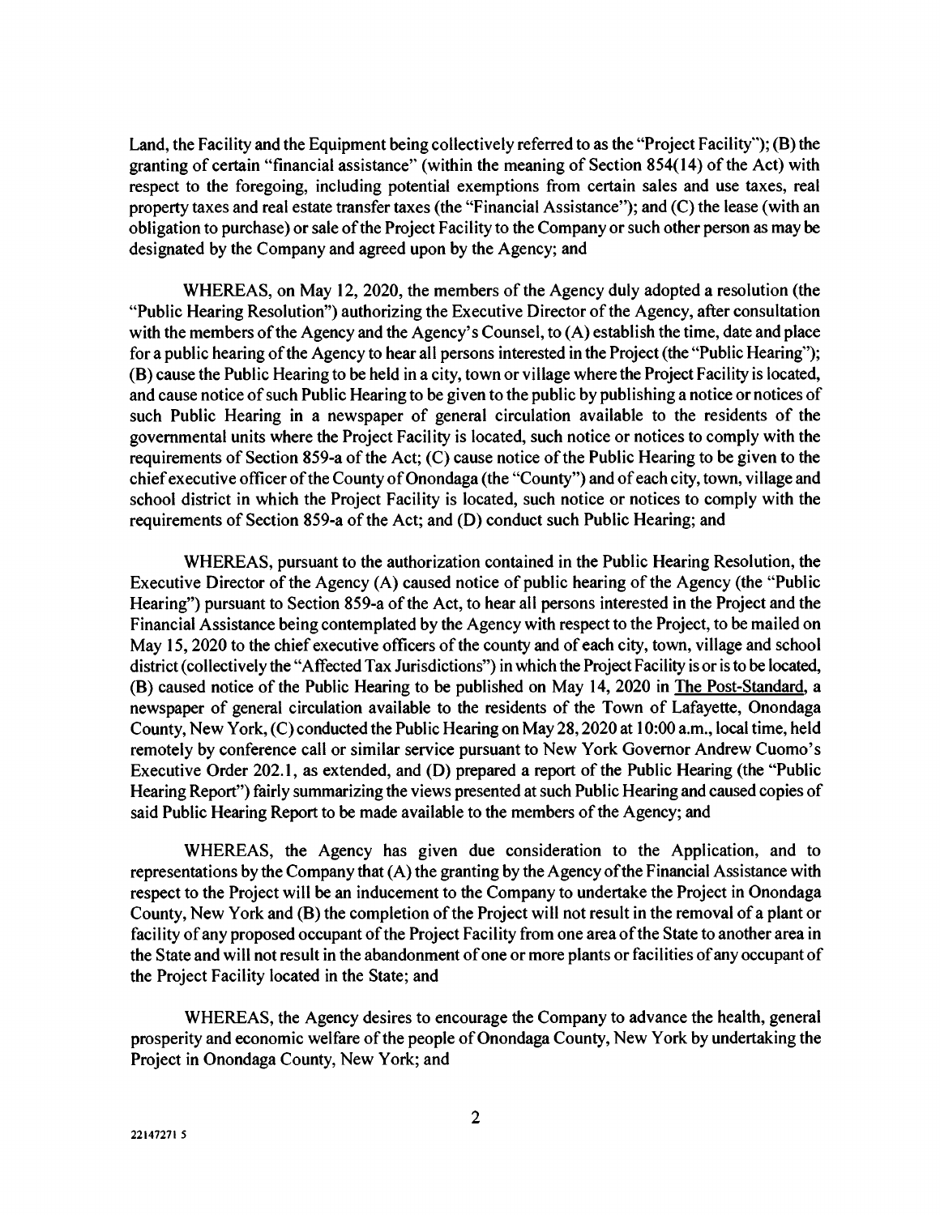Land, the Facility and the Equipment being collectively referred to as the "Project Facility"); (B) the granting of certain "financial assistance" (within the meaning of Section 854(14) of the Act) with respect to the foregoing, including potential exemptions from certain sales and use taxes, real property taxes and real estate transfer taxes (the "Financial Assistance"); and (C) the lease (with an obligation to purchase) or sale of the Project Facility to the Company or such other person as may be designated by the Company and agreed upon by the Agency; and

WHEREAS, on May 12, 2020, the members of the Agency duly adopted a resolution (the "Public Hearing Resolution") authorizing the Executive Director of the Agency, after consultation with the members of the Agency and the Agency's Counsel, to (A) establish the time, date and place for a public hearing of the Agency to hear all persons interested in the Project (the "Public Hearing"); (B) cause the Public Hearing to be held in a city, town or village where the Project Facility is located, and cause notice of such Public Hearing to be given to the public by publishing a notice or notices of such Public Hearing in a newspaper of general circulation available to the residents of the governmental units where the Project Facility is located, such notice or notices to comply with the requirements of Section 859-a of the Act; (C) cause notice of the Public Hearing to be given to the chief executive officer of the County of Onondaga (the "County") and of each city, town, village and school district in which the Project Facility is located, such notice or notices to comply with the requirements of Section 859-a of the Act; and (D) conduct such Public Hearing; and

WHEREAS, pursuant to the authorization contained in the Public Hearing Resolution, the Executive Director of the Agency (A) caused notice of public hearing of the Agency (the "Public Hearing") pursuant to Section 859-a of the Act, to hear all persons interested in the Project and the Financial Assistance being contemplated by the Agency with respect to the Project, to be mailed on May 15, 2020 to the chief executive officers of the county and of each city, town, village and school district (collectively the "Affected Tax Jurisdictions") in which the Project Facility is or is to be located, (B) caused notice of the Public Hearing to be published on May 14, 2020 in The Post-Standard, a newspaper of general circulation available to the residents of the Town of Lafayette, Onondaga County, New York, (C) conducted the Public Hearing on May 28, 2020 at 10:00 a.m., local time, held remotely by conference call or similar service pursuant to New York Governor Andrew Cuomo's Executive Order 202.1, as extended, and (D) prepared a report of the Public Hearing (the "Public Hearing Report") fairly summarizing the views presented at such Public Hearing and caused copies of said Public Hearing Report to be made available to the members of the Agency; and

WHEREAS, the Agency has given due consideration to the Application, and to representations by the Company that (A) the granting by the Agency of the Financial Assistance with respect to the Project will be an inducement to the Company to undertake the Project in Onondaga County, New York and (B) the completion of the Project will not result in the removal of a plant or facility of any proposed occupant of the Project Facility from one area of the State to another area in the State and will not result in the abandonment of one or more plants or facilities of any occupant of the Project Facility located in the State; and

WHEREAS, the Agency desires to encourage the Company to advance the health, general prosperity and economic welfare of the people of Onondaga County, New York by undertaking the Project in Onondaga County, New York; and

22147271 5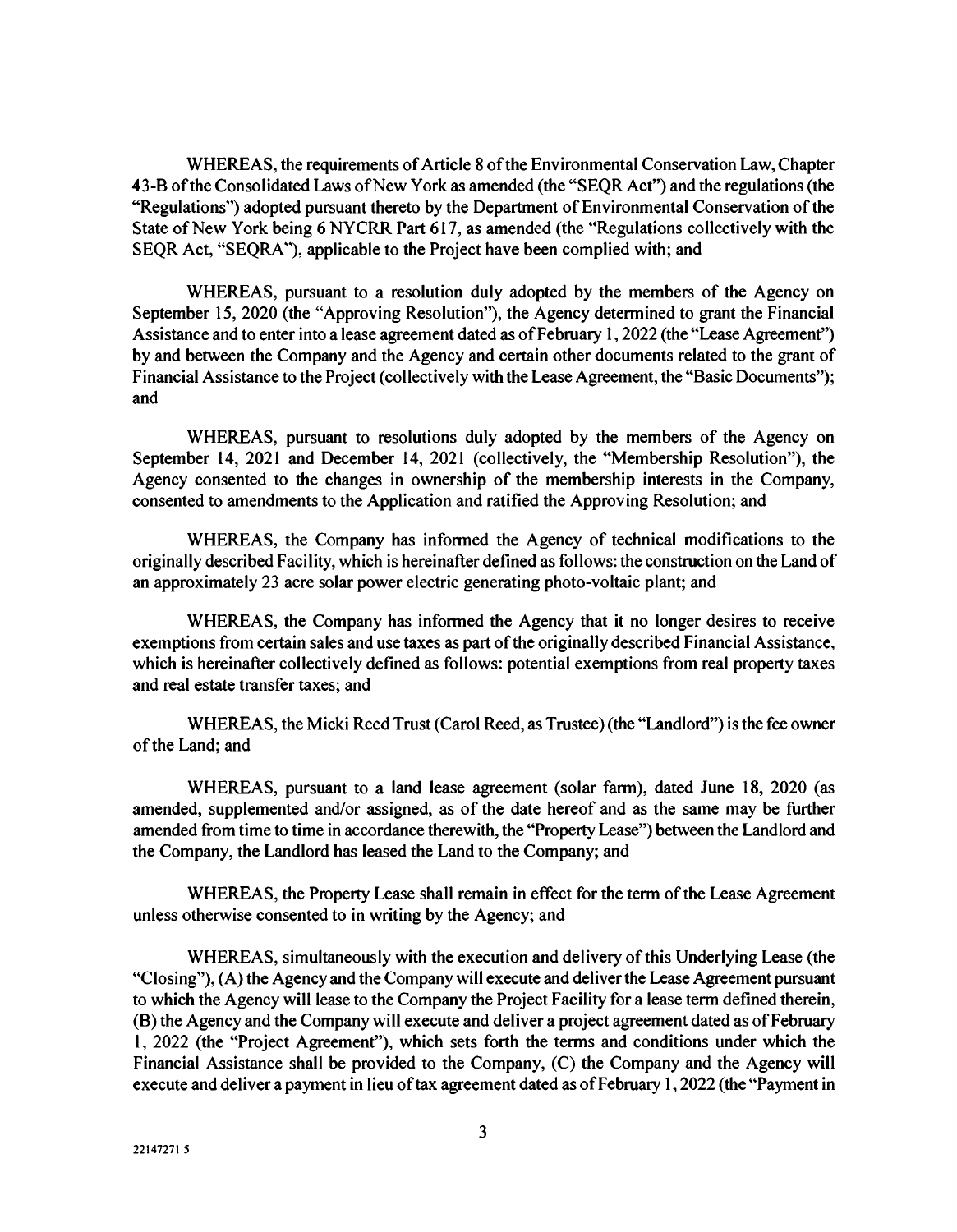WHEREAS, the requirements of Article 8 of the Environmental Conservation Law, Chapter 43-B of the Consolidated Laws of New York as amended (the "SEQR Act") and the regulations (the "Regulations") adopted pursuant thereto by the Department of Environmental Conservation of the State of New York being 6 NYCRR Part 617, as amended (the "Regulations collectively with the SEQR Act, "SEQRA"), applicable to the Project have been complied with; and

WHEREAS, pursuant to a resolution duly adopted by the members of the Agency on September 15, 2020 (the "Approving Resolution"), the Agency determined to grant the Financial Assistance and to enter into a lease agreement dated as of February 1, 2022 (the "Lease Agreement") by and between the Company and the Agency and certain other documents related to the grant of Financial Assistance to the Project (collectively with the Lease Agreement, the "Basic Documents"); and

WHEREAS, pursuant to resolutions duly adopted by the members of the Agency on September 14, 2021 and December 14, 2021 (collectively, the "Membership Resolution"), the Agency consented to the changes in ownership of the membership interests in the Company, consented to amendments to the Application and ratified the Approving Resolution; and

WHEREAS, the Company has informed the Agency of technical modifications to the originally described Facility, which is hereinafter defined as follows: the construction on the Land of an approximately 23 acre solar power electric generating photo-voltaic plant; and

WHEREAS, the Company has informed the Agency that it no longer desires to receive exemptions from certain sales and use taxes as part of the originally described Financial Assistance, which is hereinafter collectively defined as follows: potential exemptions from real property taxes and real estate transfer taxes; and

WHEREAS, the Micki Reed Trust (Carol Reed, as Trustee) (the "Landlord") is the fee owner of the Land; and

WHEREAS, pursuant to a land lease agreement (solar farm), dated June 18, 2020 (as amended, supplemented and/or assigned, as of the date hereof and as the same may be further amended from time to time in accordance therewith, the "Property Lease") between the Landlord and the Company, the Landlord has leased the Land to the Company; and

WHEREAS, the Property Lease shall remain in effect for the term of the Lease Agreement unless otherwise consented to in writing by the Agency; and

WHEREAS, simultaneously with the execution and delivery of this Underlying Lease (the "Closing"), (A) the Agency and the Company will execute and deliver the Lease Agreement pursuant to which the Agency will lease to the Company the Project Facility for a lease term defined therein, (B) the Agency and the Company will execute and deliver a project agreement dated as of February 1, 2022 (the "Project Agreement"), which sets forth the terms and conditions under which the Financial Assistance shall be provided to the Company, (C) the Company and the Agency will execute and deliver a payment in lieu of tax agreement dated as of February 1, 2022 (the "Payment in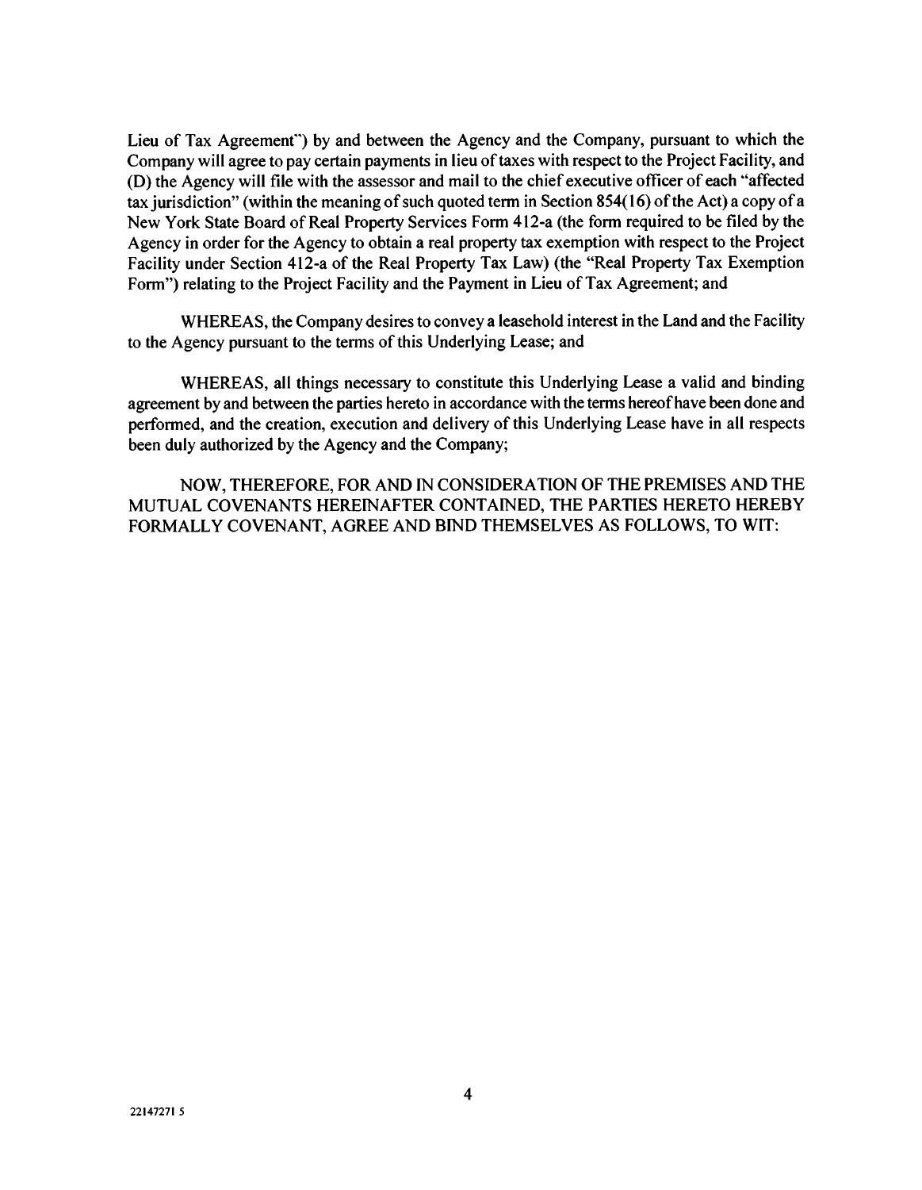Lieu of Tax Agreement") by and between the Agency and the Company, pursuant to which the Company will agree to pay certain payments in lieu of taxes with respect to the Project Facility, and (D) the Agency will file with the assessor and mail to the chief executive officer of each "affected tax jurisdiction" (within the meaning of such quoted term in Section 854(16) of the Act) a copy of a New York State Board of Real Property Services Form 412-a (the form required to be filed by the Agency in order for the Agency to obtain a real property tax exemption with respect to the Project Facility under Section 412-a of the Real Property Tax Law) (the "Real Property Tax Exemption Form") relating to the Project Facility and the Payment in Lieu of Tax Agreement; and

WHEREAS, the Company desires to convey a leasehold interest in the Land and the Facility to the Agency pursuant to the terms of this Underlying Lease; and

WHEREAS, all things necessary to constitute this Underlying Lease a valid and binding agreement by and between the parties hereto in accordance with the terms hereof have been done and performed, and the creation, execution and delivery of this Underlying Lease have in all respects been duly authorized by the Agency and the Company;

NOW, THEREFORE, FOR AND IN CONSIDERATION OF THE PREMISES AND THE MUTUAL COVENANTS HEREINAFTER CONTAINED, THE PARTIES HERETO HEREBY FORMALLY COVENANT, AGREE AND BIND THEMSELVES AS FOLLOWS, TO WIT: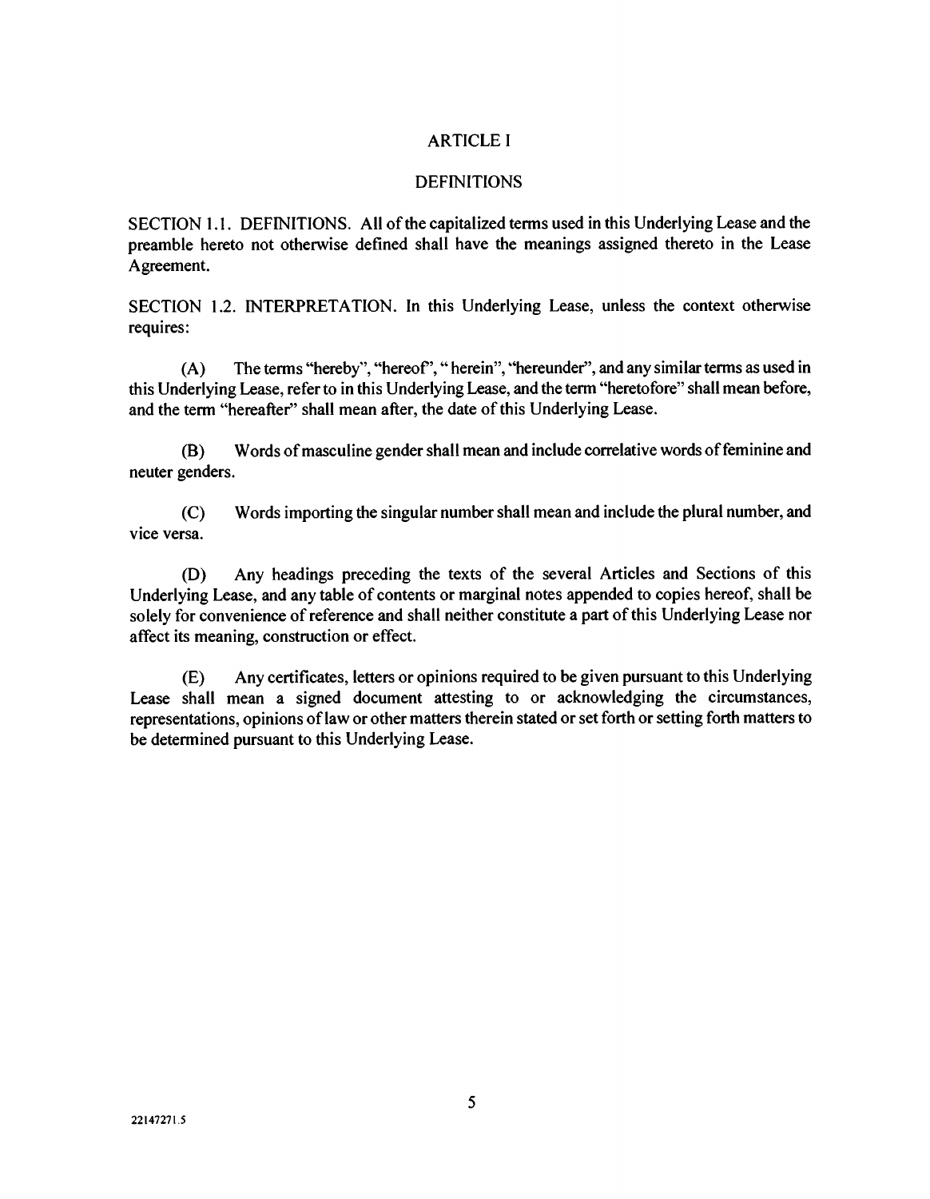# ARTICLE I

## DEFINITIONS

SECTION 1.1. DEFINITIONS. All of the capitalized terms used in this Underlying Lease and the preamble hereto not otherwise defined shall have the meanings assigned thereto in the Lease Agreement.

SECTION 1.2. INTERPRETATION. In this Underlying Lease, unless the context otherwise requires:

(A) The terms "hereby", "hereof", " herein", "hereunder", and any similar terms as used in this Underlying Lease, refer to in this Underlying Lease, and the term "heretofore" shall mean before, and the term "hereafter" shall mean after, the date of this Underlying Lease.

(B) Words of masculine gender shall mean and include correlative words of feminine and neuter genders.

(C) Words importing the singular number shall mean and include the plural number, and vice versa.

(D) Any headings preceding the texts of the several Articles and Sections of this Underlying Lease, and any table of contents or marginal notes appended to copies hereof, shall be solely for convenience of reference and shall neither constitute a part of this Underlying Lease nor affect its meaning, construction or effect.

(E) Any certificates, letters or opinions required to be given pursuant to this Underlying Lease shall mean a signed document attesting to or acknowledging the circumstances, representations, opinions of law or other matters therein stated or set forth or setting forth matters to be determined pursuant to this Underlying Lease.

22147271.5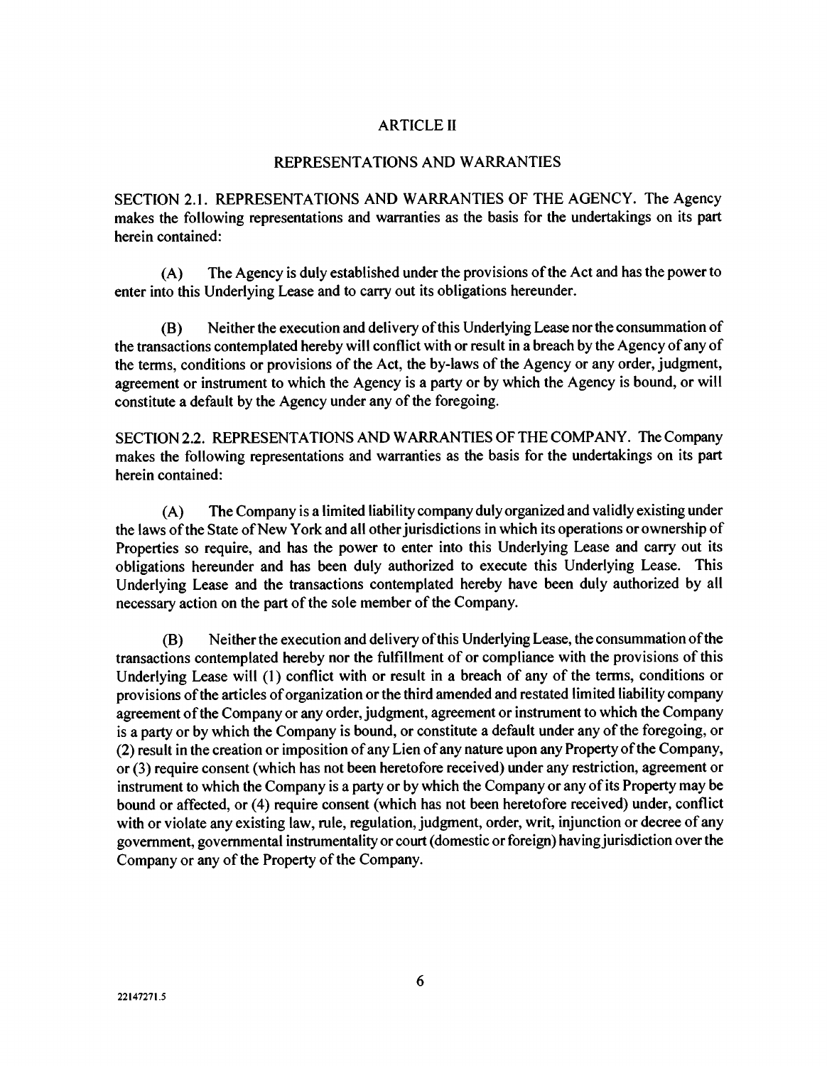# ARTICLE II

## REPRESENTATIONS AND WARRANTIES

SECTION 2.1. REPRESENTATIONS AND WARRANTIES OF THE AGENCY. The Agency makes the following representations and warranties as the basis for the undertakings on its part herein contained:

(A) The Agency is duly established under the provisions of the Act and has the power to enter into this Underlying Lease and to carry out its obligations hereunder.

(B) Neither the execution and delivery of this Underlying Lease nor the consummation of the transactions contemplated hereby will conflict with or result in a breach by the Agency of any of the terms, conditions or provisions of the Act, the by-laws of the Agency or any order, judgment, agreement or instrument to which the Agency is a party or by which the Agency is bound, or will constitute a default by the Agency under any of the foregoing.

SECTION 2.2. REPRESENTATIONS AND WARRANTIES OF THE COMPANY. The Company makes the following representations and warranties as the basis for the undertakings on its part herein contained:

(A) The Company is a limited liability company duly organized and validly existing under the laws of the State of New York and all other jurisdictions in which its operations or ownership of Properties so require, and has the power to enter into this Underlying Lease and carry out its obligations hereunder and has been duly authorized to execute this Underlying Lease. This Underlying Lease and the transactions contemplated hereby have been duly authorized by all necessary action on the part of the sole member of the Company.

(B) Neither the execution and delivery of this Underlying Lease, the consummation of the transactions contemplated hereby nor the fulfillment of or compliance with the provisions of this Underlying Lease will (1) conflict with or result in a breach of any of the terms, conditions or provisions of the articles of organization or the third amended and restated limited liability company agreement of the Company or any order, judgment, agreement or instrument to which the Company is a party or by which the Company is bound, or constitute a default under any of the foregoing, or (2) result in the creation or imposition of any Lien of any nature upon any Property of the Company, or (3) require consent (which has not been heretofore received) under any restriction, agreement or instrument to which the Company is a party or by which the Company or any of its Property may be bound or affected, or (4) require consent (which has not been heretofore received) under, conflict with or violate any existing law, rule, regulation, judgment, order, writ, injunction or decree of any government, governmental instrumentality or court (domestic or foreign) having jurisdiction over the Company or any of the Property of the Company.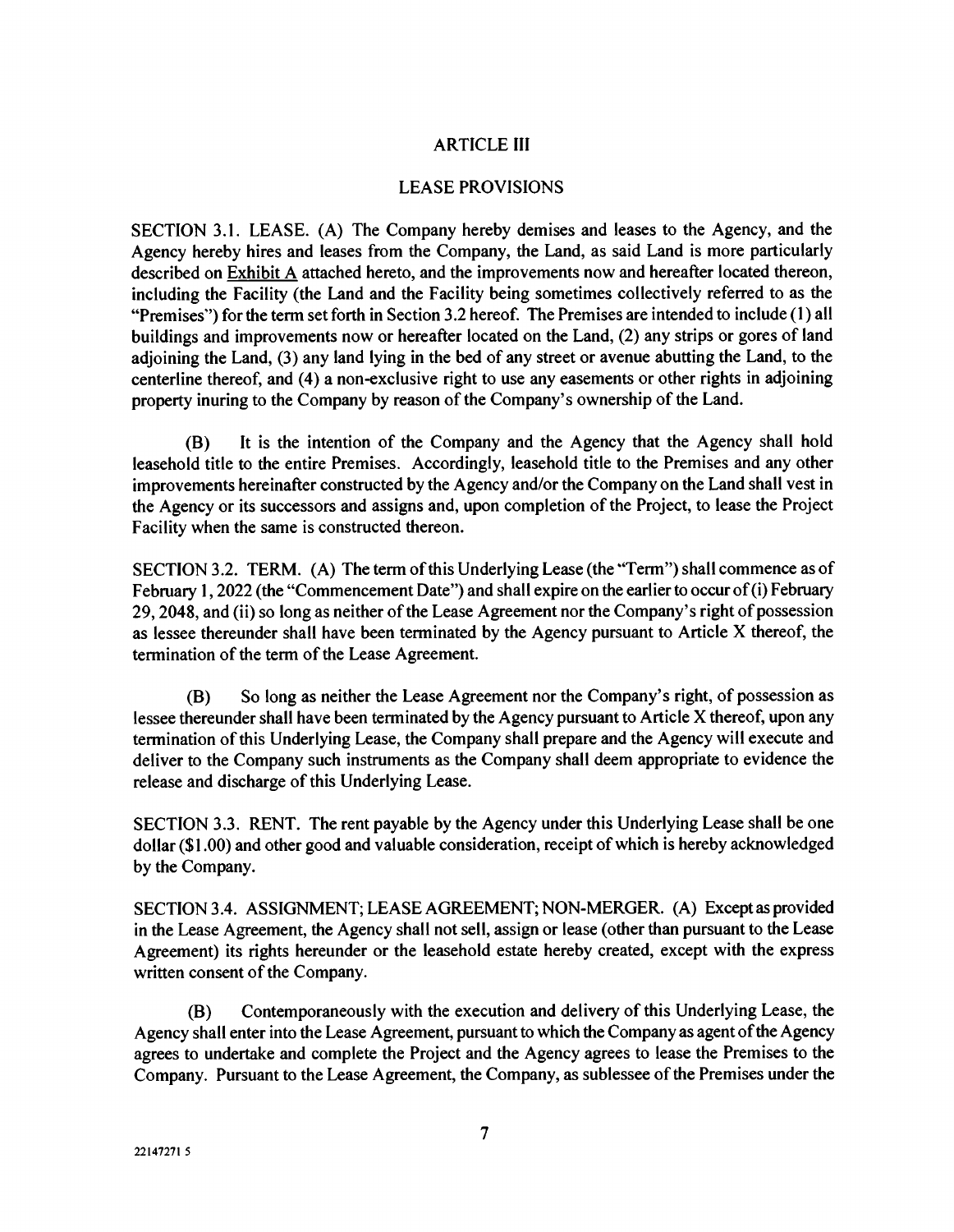# ARTICLE III

## LEASE PROVISIONS

SECTION 3.1. LEASE. (A) The Company hereby demises and leases to the Agency, and the Agency hereby hires and leases from the Company, the Land, as said Land is more particularly described on Exhibit A attached hereto, and the improvements now and hereafter located thereon, including the Facility (the Land and the Facility being sometimes collectively referred to as the "Premises") for the term set forth in Section 3.2 hereof. The Premises are intended to include (1) all buildings and improvements now or hereafter located on the Land, (2) any strips or gores of land adjoining the Land, (3) any land lying in the bed of any street or avenue abutting the Land, to the centerline thereof, and (4) a non-exclusive right to use any easements or other rights in adjoining property inuring to the Company by reason of the Company's ownership of the Land.

(B) It is the intention of the Company and the Agency that the Agency shall hold leasehold title to the entire Premises. Accordingly, leasehold title to the Premises and any other improvements hereinafter constructed by the Agency and/or the Company on the Land shall vest in the Agency or its successors and assigns and, upon completion of the Project, to lease the Project Facility when the same is constructed thereon.

SECTION 3.2. TERM. (A) The term of this Underlying Lease (the "Term") shall commence as of February 1, 2022 (the "Commencement Date") and shall expire on the earlier to occur of (i) February 29, 2048, and (ii) so long as neither of the Lease Agreement nor the Company's right of possession as lessee thereunder shall have been terminated by the Agency pursuant to Article X thereof, the termination of the term of the Lease Agreement.

(B) So long as neither the Lease Agreement nor the Company's right, of possession as lessee thereunder shall have been terminated by the Agency pursuant to Article X thereof, upon any termination of this Underlying Lease, the Company shall prepare and the Agency will execute and deliver to the Company such instruments as the Company shall deem appropriate to evidence the release and discharge of this Underlying Lease.

SECTION 3.3. RENT. The rent payable by the Agency under this Underlying Lease shall be one dollar ($1.00) and other good and valuable consideration, receipt of which is hereby acknowledged by the Company.

SECTION 3.4. ASSIGNMENT; LEASE AGREEMENT; NON-MERGER. (A) Except as provided in the Lease Agreement, the Agency shall not sell, assign or lease (other than pursuant to the Lease Agreement) its rights hereunder or the leasehold estate hereby created, except with the express written consent of the Company.

(B) Contemporaneously with the execution and delivery of this Underlying Lease, the Agency shall enter into the Lease Agreement, pursuant to which the Company as agent of the Agency agrees to undertake and complete the Project and the Agency agrees to lease the Premises to the Company. Pursuant to the Lease Agreement, the Company, as sublessee of the Premises under the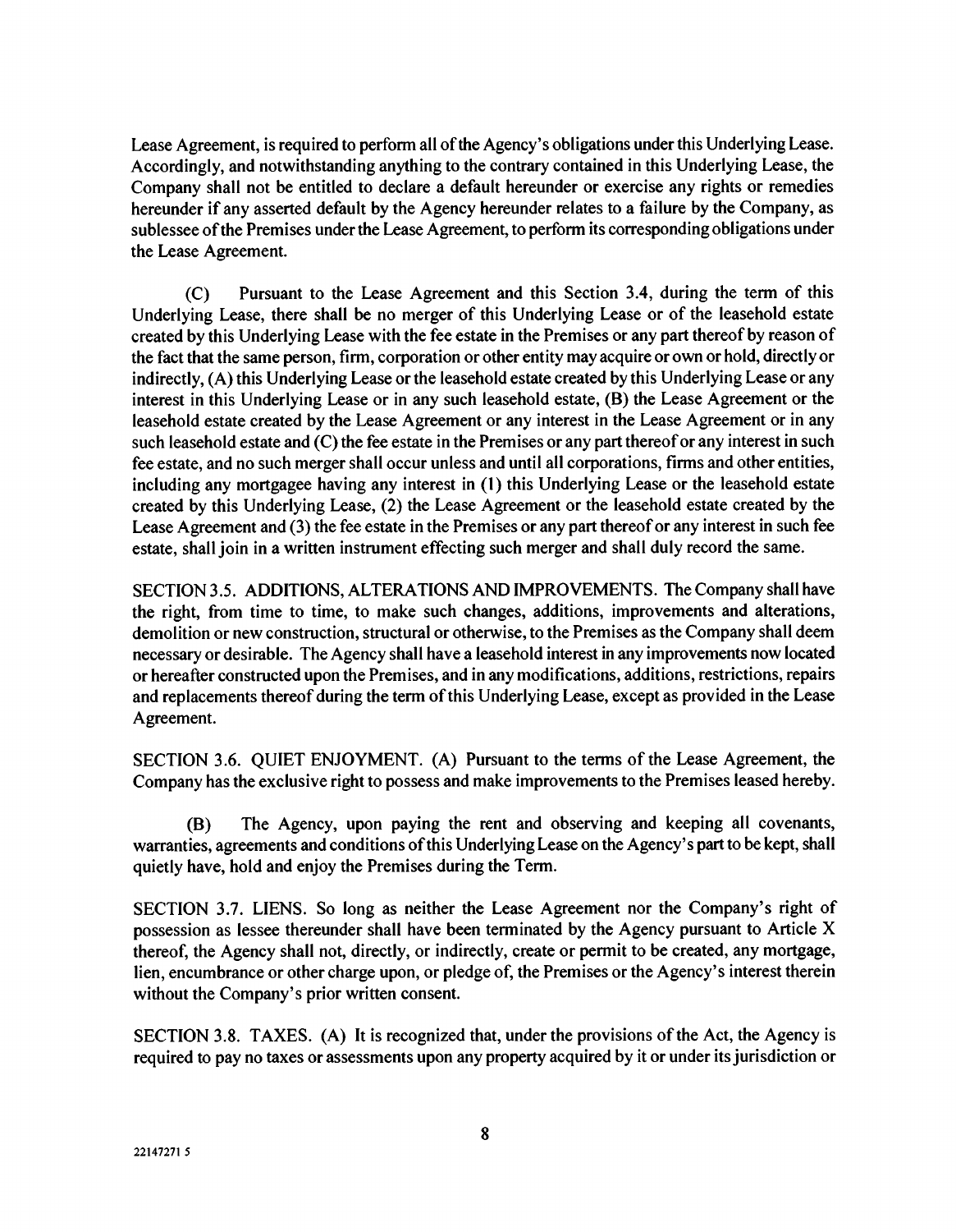Lease Agreement, is required to perform all of the Agency's obligations under this Underlying Lease. Accordingly, and notwithstanding anything to the contrary contained in this Underlying Lease, the Company shall not be entitled to declare a default hereunder or exercise any rights or remedies hereunder if any asserted default by the Agency hereunder relates to a failure by the Company, as sublessee of the Premises under the Lease Agreement, to perform its corresponding obligations under the Lease Agreement.

(C) Pursuant to the Lease Agreement and this Section 3.4, during the term of this Underlying Lease, there shall be no merger of this Underlying Lease or of the leasehold estate created by this Underlying Lease with the fee estate in the Premises or any part thereof by reason of the fact that the same person, firm, corporation or other entity may acquire or own or hold, directly or indirectly, (A) this Underlying Lease or the leasehold estate created by this Underlying Lease or any interest in this Underlying Lease or in any such leasehold estate, (B) the Lease Agreement or the leasehold estate created by the Lease Agreement or any interest in the Lease Agreement or in any such leasehold estate and (C) the fee estate in the Premises or any part thereof or any interest in such fee estate, and no such merger shall occur unless and until all corporations, firms and other entities, including any mortgagee having any interest in (1) this Underlying Lease or the leasehold estate created by this Underlying Lease, (2) the Lease Agreement or the leasehold estate created by the Lease Agreement and (3) the fee estate in the Premises or any part thereof or any interest in such fee estate, shall join in a written instrument effecting such merger and shall duly record the same.

SECTION 3.5. ADDITIONS, ALTERATIONS AND IMPROVEMENTS. The Company shall have the right, from time to time, to make such changes, additions, improvements and alterations, demolition or new construction, structural or otherwise, to the Premises as the Company shall deem necessary or desirable. The Agency shall have a leasehold interest in any improvements now located or hereafter constructed upon the Premises, and in any modifications, additions, restrictions, repairs and replacements thereof during the term of this Underlying Lease, except as provided in the Lease Agreement.

SECTION 3.6. QUIET ENJOYMENT. (A) Pursuant to the terms of the Lease Agreement, the Company has the exclusive right to possess and make improvements to the Premises leased hereby.

(B) The Agency, upon paying the rent and observing and keeping all covenants, warranties, agreements and conditions of this Underlying Lease on the Agency's part to be kept, shall quietly have, hold and enjoy the Premises during the Term.

SECTION 3.7. LIENS. So long as neither the Lease Agreement nor the Company's right of possession as lessee thereunder shall have been terminated by the Agency pursuant to Article X thereof, the Agency shall not, directly, or indirectly, create or permit to be created, any mortgage, lien, encumbrance or other charge upon, or pledge of, the Premises or the Agency's interest therein without the Company's prior written consent.

SECTION 3.8. TAXES. (A) It is recognized that, under the provisions of the Act, the Agency is required to pay no taxes or assessments upon any property acquired by it or under its jurisdiction or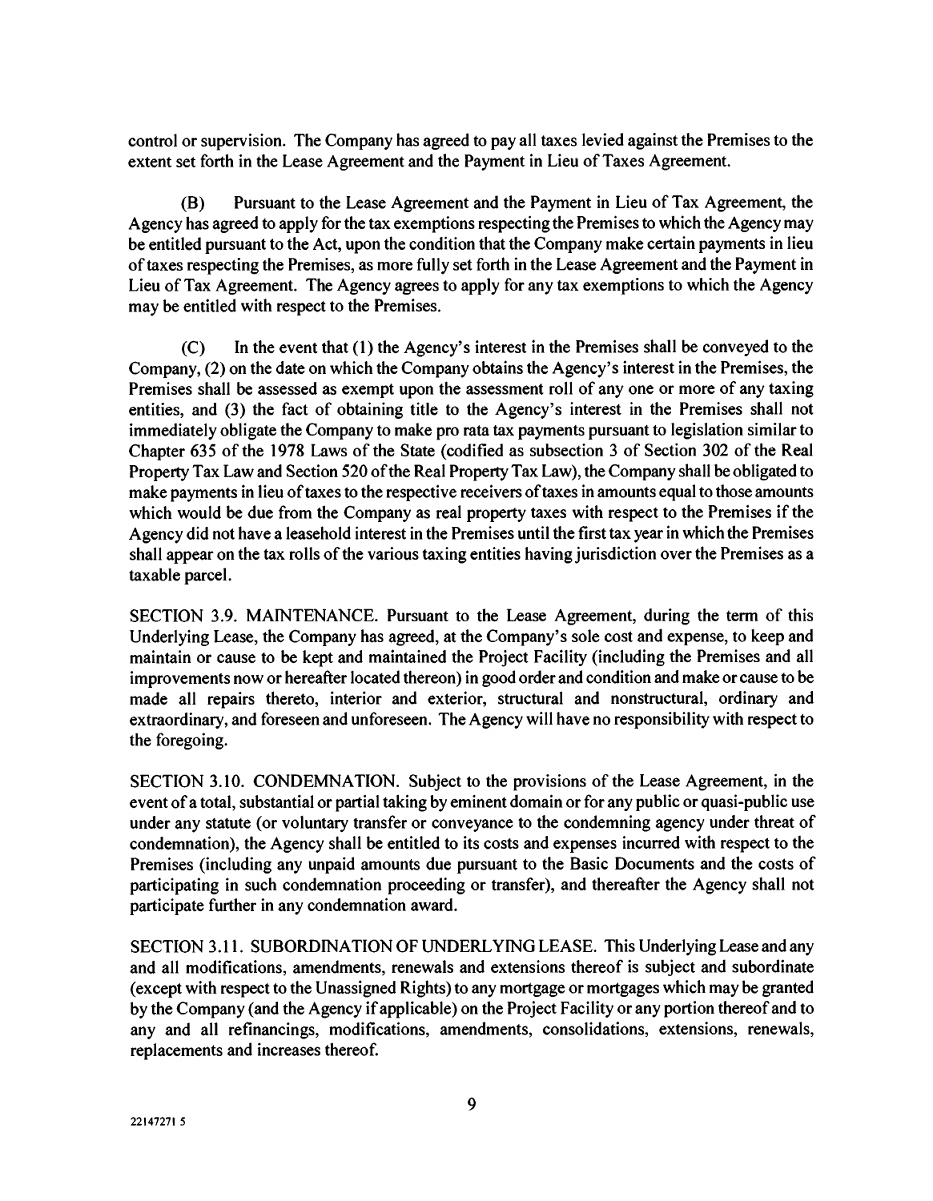control or supervision. The Company has agreed to pay all taxes levied against the Premises to the extent set forth in the Lease Agreement and the Payment in Lieu of Taxes Agreement.

(B) Pursuant to the Lease Agreement and the Payment in Lieu of Tax Agreement, the Agency has agreed to apply for the tax exemptions respecting the Premises to which the Agency may be entitled pursuant to the Act, upon the condition that the Company make certain payments in lieu of taxes respecting the Premises, as more fully set forth in the Lease Agreement and the Payment in Lieu of Tax Agreement. The Agency agrees to apply for any tax exemptions to which the Agency may be entitled with respect to the Premises.

(C) In the event that (1) the Agency's interest in the Premises shall be conveyed to the Company, (2) on the date on which the Company obtains the Agency's interest in the Premises, the Premises shall be assessed as exempt upon the assessment roll of any one or more of any taxing entities, and (3) the fact of obtaining title to the Agency's interest in the Premises shall not immediately obligate the Company to make pro rata tax payments pursuant to legislation similar to Chapter 635 of the 1978 Laws of the State (codified as subsection 3 of Section 302 of the Real Property Tax Law and Section 520 of the Real Property Tax Law), the Company shall be obligated to make payments in lieu of taxes to the respective receivers of taxes in amounts equal to those amounts which would be due from the Company as real property taxes with respect to the Premises if the Agency did not have a leasehold interest in the Premises until the first tax year in which the Premises shall appear on the tax rolls of the various taxing entities having jurisdiction over the Premises as a taxable parcel.

SECTION 3.9. MAINTENANCE. Pursuant to the Lease Agreement, during the term of this Underlying Lease, the Company has agreed, at the Company's sole cost and expense, to keep and maintain or cause to be kept and maintained the Project Facility (including the Premises and all improvements now or hereafter located thereon) in good order and condition and make or cause to be made all repairs thereto, interior and exterior, structural and nonstructural, ordinary and extraordinary, and foreseen and unforeseen. The Agency will have no responsibility with respect to the foregoing.

SECTION 3.10. CONDEMNATION. Subject to the provisions of the Lease Agreement, in the event of a total, substantial or partial taking by eminent domain or for any public or quasi-public use under any statute (or voluntary transfer or conveyance to the condemning agency under threat of condemnation), the Agency shall be entitled to its costs and expenses incurred with respect to the Premises (including any unpaid amounts due pursuant to the Basic Documents and the costs of participating in such condemnation proceeding or transfer), and thereafter the Agency shall not participate further in any condemnation award.

SECTION 3.11. SUBORDINATION OF UNDERLYING LEASE. This Underlying Lease and any and all modifications, amendments, renewals and extensions thereof is subject and subordinate (except with respect to the Unassigned Rights) to any mortgage or mortgages which may be granted by the Company (and the Agency if applicable) on the Project Facility or any portion thereof and to any and all refinancings, modifications, amendments, consolidations, extensions, renewals, replacements and increases thereof.

22147271 5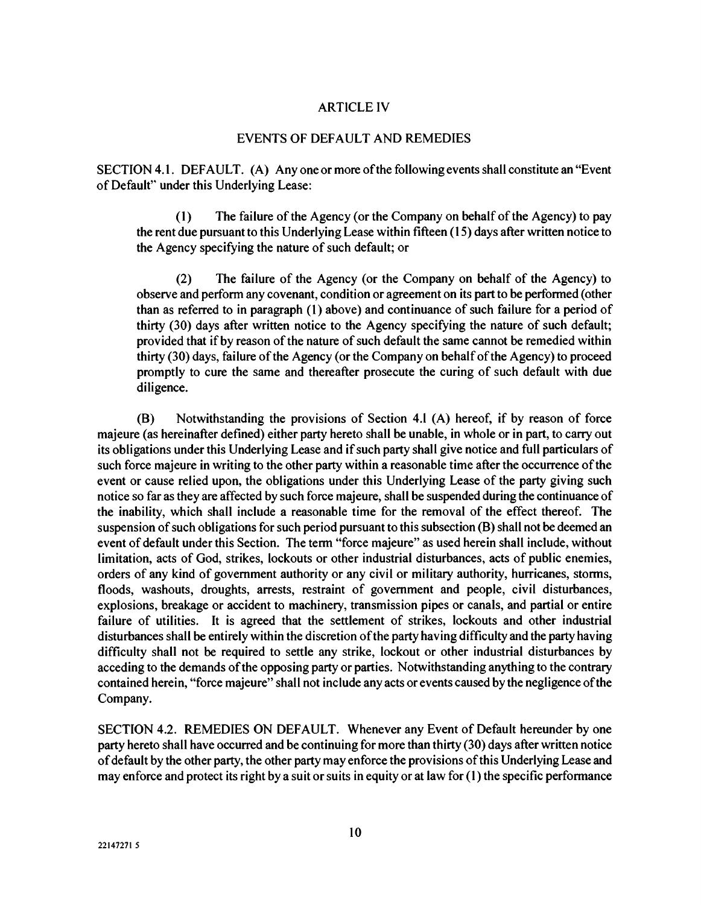## ARTICLE IV

## EVENTS OF DEFAULT AND REMEDIES

SECTION 4.1. DEFAULT. (A) Any one or more of the following events shall constitute an "Event of Default" under this Underlying Lease:

(1) The failure of the Agency (or the Company on behalf of the Agency) to pay the rent due pursuant to this Underlying Lease within fifteen (15) days after written notice to the Agency specifying the nature of such default; or

(2) The failure of the Agency (or the Company on behalf of the Agency) to observe and perform any covenant, condition or agreement on its part to be performed (other than as referred to in paragraph (1) above) and continuance of such failure for a period of thirty (30) days after written notice to the Agency specifying the nature of such default; provided that if by reason of the nature of such default the same cannot be remedied within thirty (30) days, failure of the Agency (or the Company on behalf of the Agency) to proceed promptly to cure the same and thereafter prosecute the curing of such default with due diligence.

(B) Notwithstanding the provisions of Section 4.l (A) hereof, if by reason of force majeure (as hereinafter defined) either party hereto shall be unable, in whole or in part, to carry out its obligations under this Underlying Lease and if such party shall give notice and full particulars of such force majeure in writing to the other party within a reasonable time after the occurrence of the event or cause relied upon, the obligations under this Underlying Lease of the party giving such notice so far as they are affected by such force majeure, shall be suspended during the continuance of the inability, which shall include a reasonable time for the removal of the effect thereof. The suspension of such obligations for such period pursuant to this subsection (B) shall not be deemed an event of default under this Section. The term "force majeure" as used herein shall include, without limitation, acts of God, strikes, lockouts or other industrial disturbances, acts of public enemies, orders of any kind of government authority or any civil or military authority, hurricanes, storms, floods, washouts, droughts, arrests, restraint of government and people, civil disturbances, explosions, breakage or accident to machinery, transmission pipes or canals, and partial or entire failure of utilities. It is agreed that the settlement of strikes, lockouts and other industrial disturbances shall be entirely within the discretion of the party having difficulty and the party having difficulty shall not be required to settle any strike, lockout or other industrial disturbances by acceding to the demands of the opposing party or parties. Notwithstanding anything to the contrary contained herein, "force majeure" shall not include any acts or events caused by the negligence of the Company.

SECTION 4.2. REMEDIES ON DEFAULT. Whenever any Event of Default hereunder by one party hereto shall have occurred and be continuing for more than thirty (30) days after written notice of default by the other party, the other party may enforce the provisions of this Underlying Lease and may enforce and protect its right by a suit or suits in equity or at law for (1) the specific performance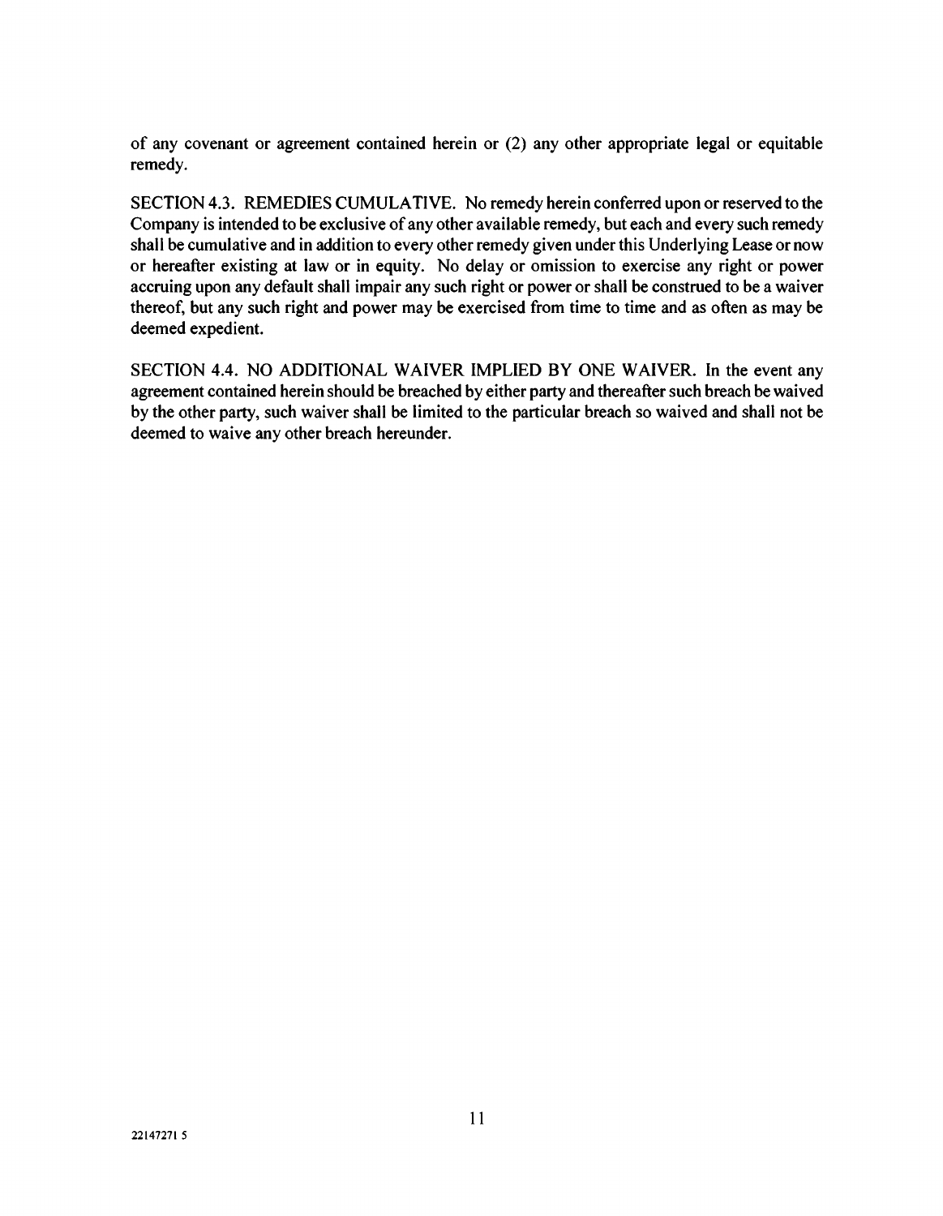of any covenant or agreement contained herein or (2) any other appropriate legal or equitable remedy.

SECTION 4.3. REMEDIES CUMULATIVE. No remedy herein conferred upon or reserved to the Company is intended to be exclusive of any other available remedy, but each and every such remedy shall be cumulative and in addition to every other remedy given under this Underlying Lease or now or hereafter existing at law or in equity. No delay or omission to exercise any right or power accruing upon any default shall impair any such right or power or shall be construed to be a waiver thereof, but any such right and power may be exercised from time to time and as often as may be deemed expedient.

SECTION 4.4. NO ADDITIONAL WAIVER IMPLIED BY ONE WAIVER. In the event any agreement contained herein should be breached by either party and thereafter such breach be waived by the other party, such waiver shall be limited to the particular breach so waived and shall not be deemed to waive any other breach hereunder.

22147271 5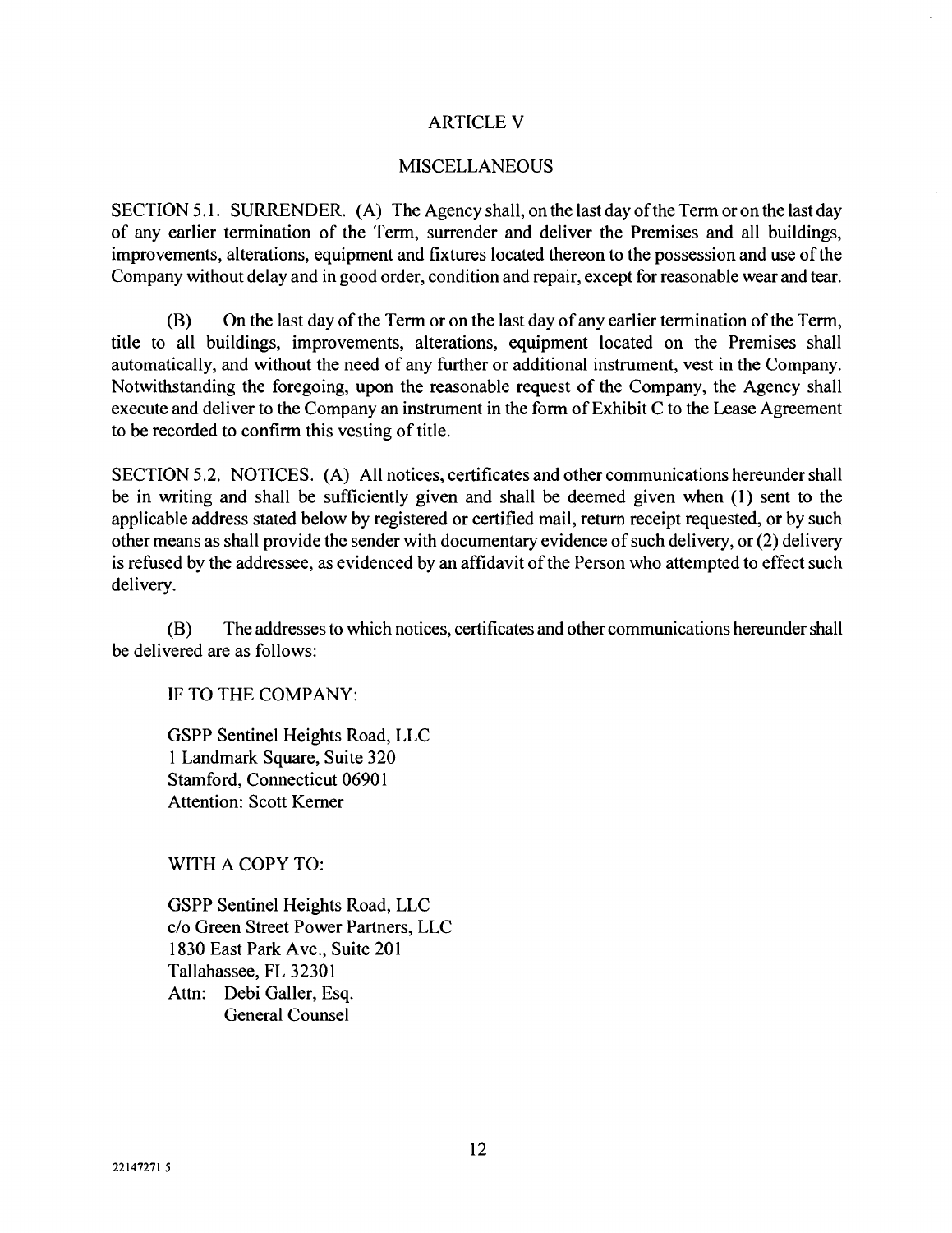## ARTICLE V

## MISCELLANEOUS

SECTION 5.1. SURRENDER. (A) The Agency shall, on the last day of the Term or on the last day of any earlier termination of the Term, surrender and deliver the Premises and all buildings, improvements, alterations, equipment and fixtures located thereon to the possession and use of the Company without delay and in good order, condition and repair, except for reasonable wear and tear.

(B) On the last day of the Term or on the last day of any earlier termination of the Term, title to all buildings, improvements, alterations, equipment located on the Premises shall automatically, and without the need of any further or additional instrument, vest in the Company. Notwithstanding the foregoing, upon the reasonable request of the Company, the Agency shall execute and deliver to the Company an instrument in the form of Exhibit C to the Lease Agreement to be recorded to confirm this vesting of title.

SECTION 5.2. NOTICES. (A) All notices, certificates and other communications hereunder shall be in writing and shall be sufficiently given and shall be deemed given when (1) sent to the applicable address stated below by registered or certified mail, return receipt requested, or by such other means as shall provide the sender with documentary evidence of such delivery, or (2) delivery is refused by the addressee, as evidenced by an affidavit of the Person who attempted to effect such delivery.

(B) The addresses to which notices, certificates and other communications hereunder shall be delivered are as follows:

IF TO THE COMPANY:

GSPP Sentinel Heights Road, LLC
1 Landmark Square, Suite 320
Stamford, Connecticut 06901
Attention: Scott Kerner

WITH A COPY TO:

GSPP Sentinel Heights Road, LLC
c/o Green Street Power Partners, LLC
1830 East Park Ave., Suite 201
Tallahassee, FL 32301
Attn: Debi Galler, Esq.
General Counsel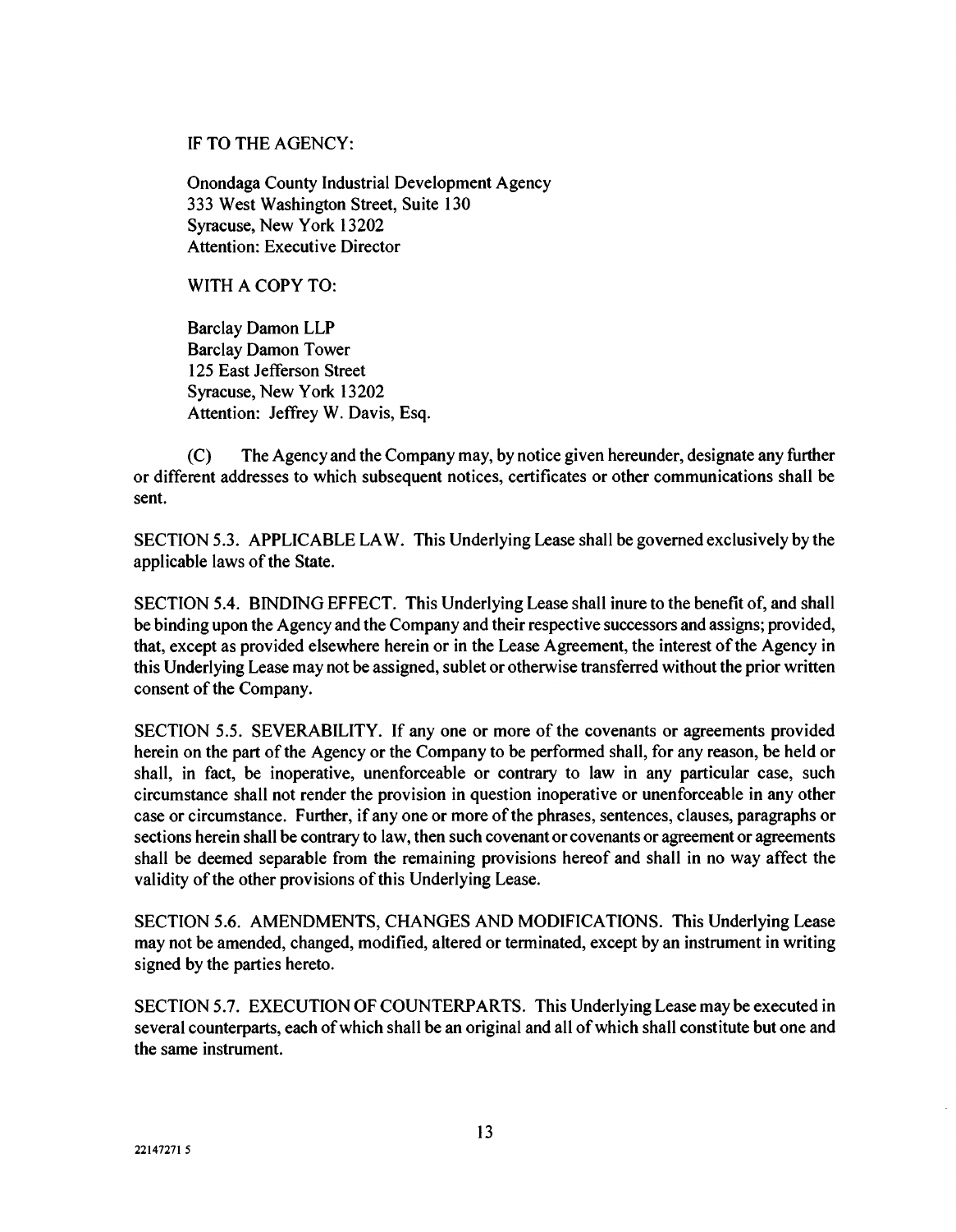IF TO THE AGENCY:

Onondaga County Industrial Development Agency
333 West Washington Street, Suite 130
Syracuse, New York 13202
Attention: Executive Director

WITH A COPY TO:

Barclay Damon LLP
Barclay Damon Tower
125 East Jefferson Street
Syracuse, New York 13202
Attention: Jeffrey W. Davis, Esq.

(C) The Agency and the Company may, by notice given hereunder, designate any further or different addresses to which subsequent notices, certificates or other communications shall be sent.

SECTION 5.3. APPLICABLE LAW. This Underlying Lease shall be governed exclusively by the applicable laws of the State.

SECTION 5.4. BINDING EFFECT. This Underlying Lease shall inure to the benefit of, and shall be binding upon the Agency and the Company and their respective successors and assigns; provided, that, except as provided elsewhere herein or in the Lease Agreement, the interest of the Agency in this Underlying Lease may not be assigned, sublet or otherwise transferred without the prior written consent of the Company.

SECTION 5.5. SEVERABILITY. If any one or more of the covenants or agreements provided herein on the part of the Agency or the Company to be performed shall, for any reason, be held or shall, in fact, be inoperative, unenforceable or contrary to law in any particular case, such circumstance shall not render the provision in question inoperative or unenforceable in any other case or circumstance. Further, if any one or more of the phrases, sentences, clauses, paragraphs or sections herein shall be contrary to law, then such covenant or covenants or agreement or agreements shall be deemed separable from the remaining provisions hereof and shall in no way affect the validity of the other provisions of this Underlying Lease.

SECTION 5.6. AMENDMENTS, CHANGES AND MODIFICATIONS. This Underlying Lease may not be amended, changed, modified, altered or terminated, except by an instrument in writing signed by the parties hereto.

SECTION 5.7. EXECUTION OF COUNTERPARTS. This Underlying Lease may be executed in several counterparts, each of which shall be an original and all of which shall constitute but one and the same instrument.

22147271 5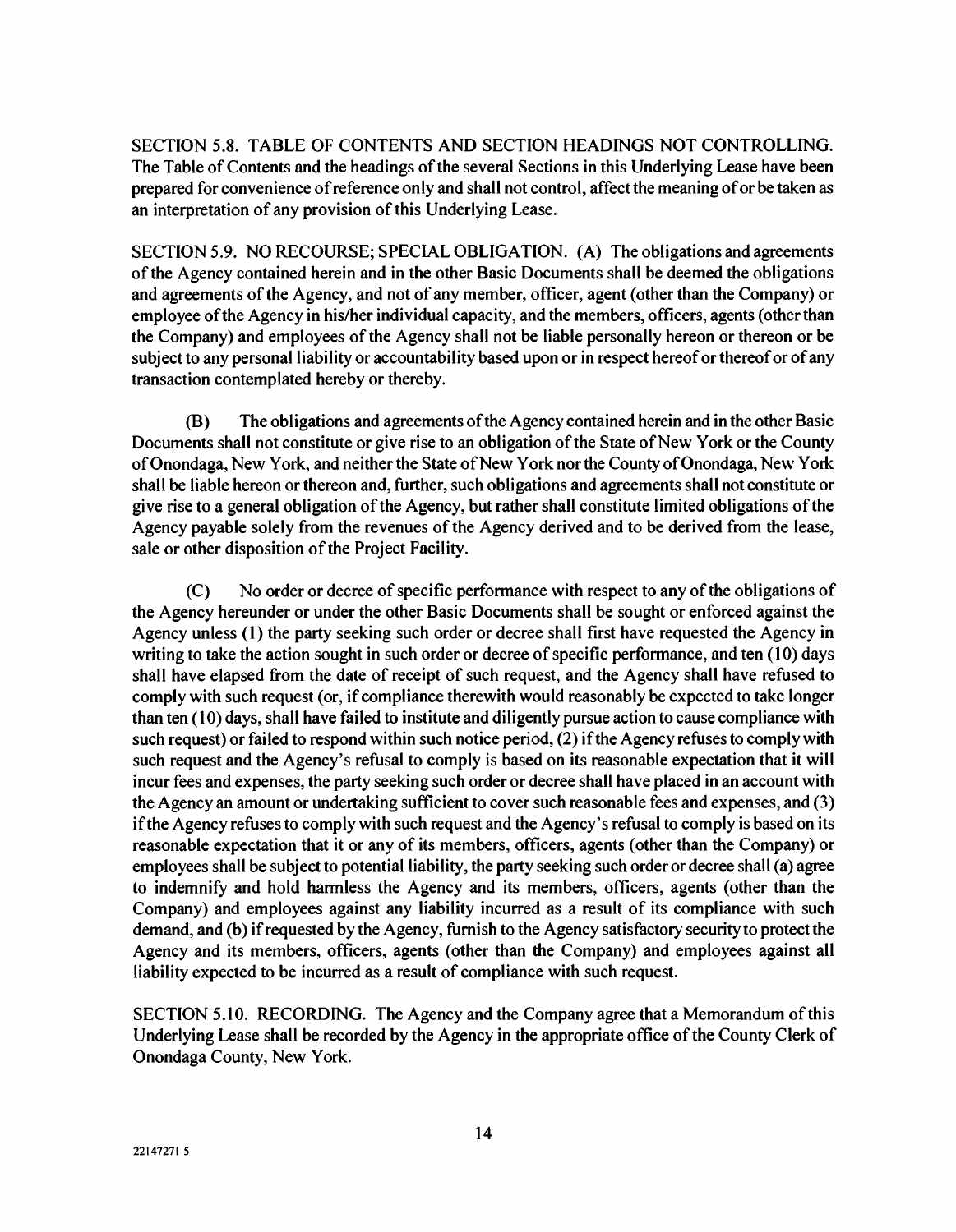SECTION 5.8. TABLE OF CONTENTS AND SECTION HEADINGS NOT CONTROLLING. The Table of Contents and the headings of the several Sections in this Underlying Lease have been prepared for convenience of reference only and shall not control, affect the meaning of or be taken as an interpretation of any provision of this Underlying Lease.

SECTION 5.9. NO RECOURSE; SPECIAL OBLIGATION. (A) The obligations and agreements of the Agency contained herein and in the other Basic Documents shall be deemed the obligations and agreements of the Agency, and not of any member, officer, agent (other than the Company) or employee of the Agency in his/her individual capacity, and the members, officers, agents (other than the Company) and employees of the Agency shall not be liable personally hereon or thereon or be subject to any personal liability or accountability based upon or in respect hereof or thereof or of any transaction contemplated hereby or thereby.

(B) The obligations and agreements of the Agency contained herein and in the other Basic Documents shall not constitute or give rise to an obligation of the State of New York or the County of Onondaga, New York, and neither the State of New York nor the County of Onondaga, New York shall be liable hereon or thereon and, further, such obligations and agreements shall not constitute or give rise to a general obligation of the Agency, but rather shall constitute limited obligations of the Agency payable solely from the revenues of the Agency derived and to be derived from the lease, sale or other disposition of the Project Facility.

(C) No order or decree of specific performance with respect to any of the obligations of the Agency hereunder or under the other Basic Documents shall be sought or enforced against the Agency unless (1) the party seeking such order or decree shall first have requested the Agency in writing to take the action sought in such order or decree of specific performance, and ten (10) days shall have elapsed from the date of receipt of such request, and the Agency shall have refused to comply with such request (or, if compliance therewith would reasonably be expected to take longer than ten (10) days, shall have failed to institute and diligently pursue action to cause compliance with such request) or failed to respond within such notice period, (2) if the Agency refuses to comply with such request and the Agency's refusal to comply is based on its reasonable expectation that it will incur fees and expenses, the party seeking such order or decree shall have placed in an account with the Agency an amount or undertaking sufficient to cover such reasonable fees and expenses, and (3) if the Agency refuses to comply with such request and the Agency's refusal to comply is based on its reasonable expectation that it or any of its members, officers, agents (other than the Company) or employees shall be subject to potential liability, the party seeking such order or decree shall (a) agree to indemnify and hold harmless the Agency and its members, officers, agents (other than the Company) and employees against any liability incurred as a result of its compliance with such demand, and (b) if requested by the Agency, furnish to the Agency satisfactory security to protect the Agency and its members, officers, agents (other than the Company) and employees against all liability expected to be incurred as a result of compliance with such request.

SECTION 5.10. RECORDING. The Agency and the Company agree that a Memorandum of this Underlying Lease shall be recorded by the Agency in the appropriate office of the County Clerk of Onondaga County, New York.

22147271 5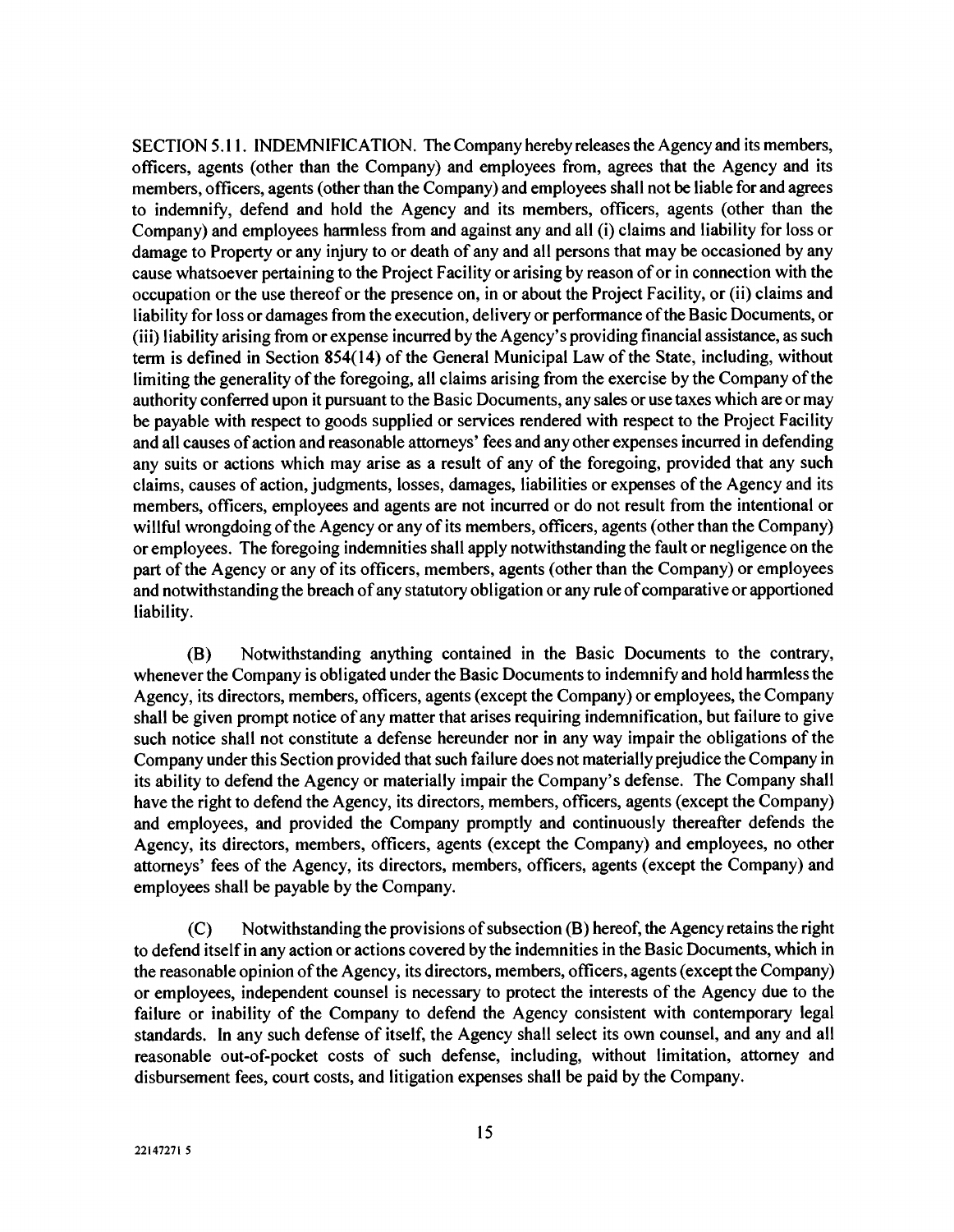SECTION 5.11. INDEMNIFICATION. The Company hereby releases the Agency and its members, officers, agents (other than the Company) and employees from, agrees that the Agency and its members, officers, agents (other than the Company) and employees shall not be liable for and agrees to indemnify, defend and hold the Agency and its members, officers, agents (other than the Company) and employees harmless from and against any and all (i) claims and liability for loss or damage to Property or any injury to or death of any and all persons that may be occasioned by any cause whatsoever pertaining to the Project Facility or arising by reason of or in connection with the occupation or the use thereof or the presence on, in or about the Project Facility, or (ii) claims and liability for loss or damages from the execution, delivery or performance of the Basic Documents, or (iii) liability arising from or expense incurred by the Agency's providing financial assistance, as such term is defined in Section 854(14) of the General Municipal Law of the State, including, without limiting the generality of the foregoing, all claims arising from the exercise by the Company of the authority conferred upon it pursuant to the Basic Documents, any sales or use taxes which are or may be payable with respect to goods supplied or services rendered with respect to the Project Facility and all causes of action and reasonable attorneys' fees and any other expenses incurred in defending any suits or actions which may arise as a result of any of the foregoing, provided that any such claims, causes of action, judgments, losses, damages, liabilities or expenses of the Agency and its members, officers, employees and agents are not incurred or do not result from the intentional or willful wrongdoing of the Agency or any of its members, officers, agents (other than the Company) or employees. The foregoing indemnities shall apply notwithstanding the fault or negligence on the part of the Agency or any of its officers, members, agents (other than the Company) or employees and notwithstanding the breach of any statutory obligation or any rule of comparative or apportioned liability.

(B) Notwithstanding anything contained in the Basic Documents to the contrary, whenever the Company is obligated under the Basic Documents to indemnify and hold harmless the Agency, its directors, members, officers, agents (except the Company) or employees, the Company shall be given prompt notice of any matter that arises requiring indemnification, but failure to give such notice shall not constitute a defense hereunder nor in any way impair the obligations of the Company under this Section provided that such failure does not materially prejudice the Company in its ability to defend the Agency or materially impair the Company's defense. The Company shall have the right to defend the Agency, its directors, members, officers, agents (except the Company) and employees, and provided the Company promptly and continuously thereafter defends the Agency, its directors, members, officers, agents (except the Company) and employees, no other attorneys' fees of the Agency, its directors, members, officers, agents (except the Company) and employees shall be payable by the Company.

(C) Notwithstanding the provisions of subsection (B) hereof, the Agency retains the right to defend itself in any action or actions covered by the indemnities in the Basic Documents, which in the reasonable opinion of the Agency, its directors, members, officers, agents (except the Company) or employees, independent counsel is necessary to protect the interests of the Agency due to the failure or inability of the Company to defend the Agency consistent with contemporary legal standards. In any such defense of itself, the Agency shall select its own counsel, and any and all reasonable out-of-pocket costs of such defense, including, without limitation, attorney and disbursement fees, court costs, and litigation expenses shall be paid by the Company.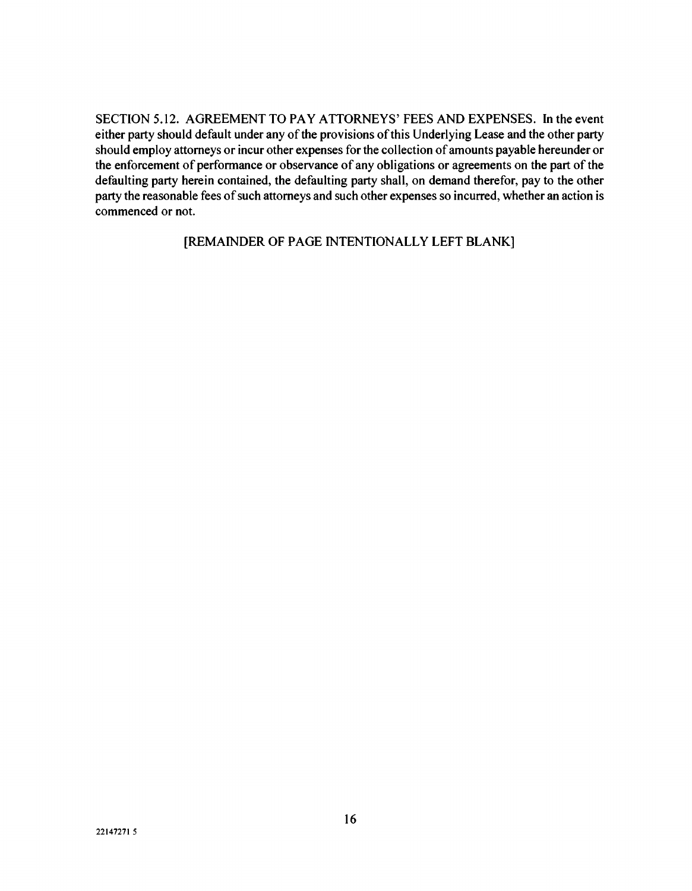SECTION 5.12. AGREEMENT TO PAY ATTORNEYS' FEES AND EXPENSES. In the event either party should default under any of the provisions of this Underlying Lease and the other party should employ attorneys or incur other expenses for the collection of amounts payable hereunder or the enforcement of performance or observance of any obligations or agreements on the part of the defaulting party herein contained, the defaulting party shall, on demand therefor, pay to the other party the reasonable fees of such attorneys and such other expenses so incurred, whether an action is commenced or not.

[REMAINDER OF PAGE INTENTIONALLY LEFT BLANK]

22147271 5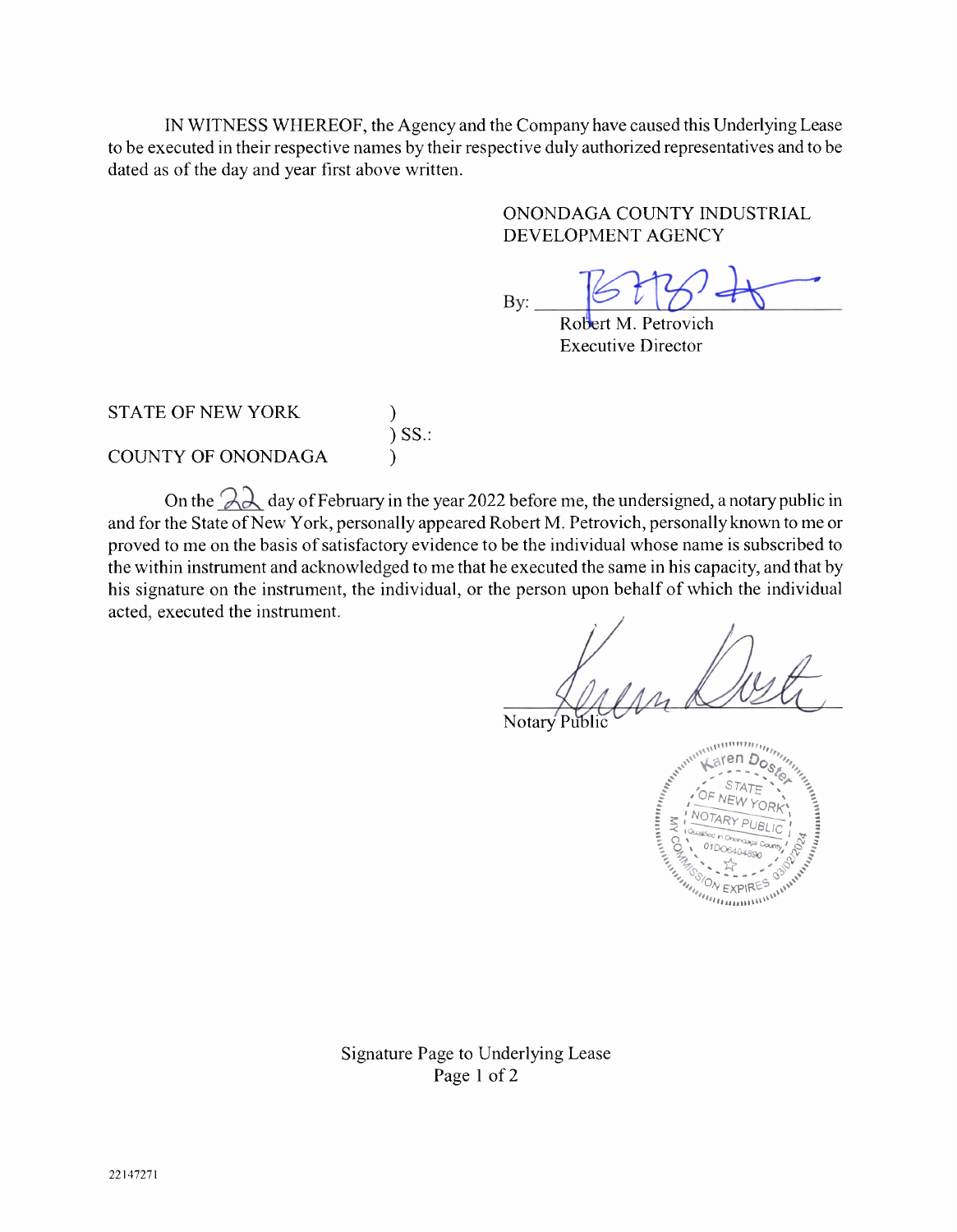IN WITNESS WHEREOF, the Agency and the Company have caused this Underlying Lease to be executed in their respective names by their respective duly authorized representatives and to be dated as of the day and year first above written.

ONONDAGA COUNTY INDUSTRIAL DEVELOPMENT AGENCY

By: ______________________________
Robert M. Petrovich
Executive Director

STATE OF NEW YORK )
) SS.:
COUNTY OF ONONDAGA )

On the 22 day of February in the year 2022 before me, the undersigned, a notary public in and for the State of New York, personally appeared Robert M. Petrovich, personally known to me or proved to me on the basis of satisfactory evidence to be the individual whose name is subscribed to the within instrument and acknowledged to me that he executed the same in his capacity, and that by his signature on the instrument, the individual, or the person upon behalf of which the individual acted, executed the instrument.

______________________________
Notary Public

Karen Doster
STATE OF NEW YORK
NOTARY PUBLIC
Qualified in Onondaga County
01DO6404890
MY COMMISSION EXPIRES 03/02/2024

Signature Page to Underlying Lease
Page 1 of 2

22147271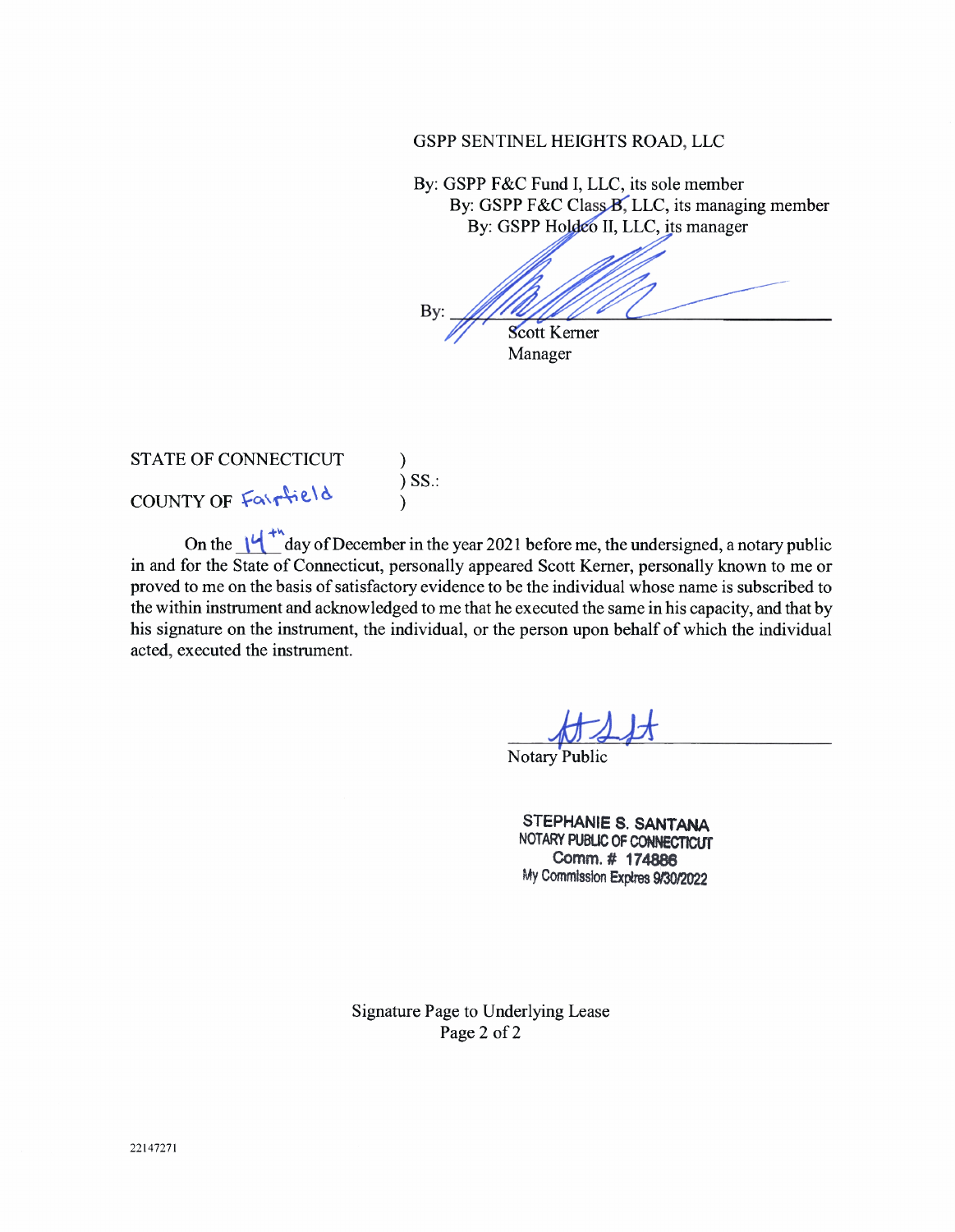GSPP SENTINEL HEIGHTS ROAD, LLC

By: GSPP F&C Fund I, LLC, its sole member
By: GSPP F&C Class B, LLC, its managing member
By: GSPP Holdco II, LLC, its manager

By: ______________________________
Scott Kerner
Manager

STATE OF CONNECTICUT )
) SS.:
COUNTY OF Fairfield )

On the 14th day of December in the year 2021 before me, the undersigned, a notary public in and for the State of Connecticut, personally appeared Scott Kerner, personally known to me or proved to me on the basis of satisfactory evidence to be the individual whose name is subscribed to the within instrument and acknowledged to me that he executed the same in his capacity, and that by his signature on the instrument, the individual, or the person upon behalf of which the individual acted, executed the instrument.

______________________________
Notary Public

STEPHANIE S. SANTANA
NOTARY PUBLIC OF CONNECTICUT
Comm. # 174886
My Commission Expires 9/30/2022

Signature Page to Underlying Lease

22147271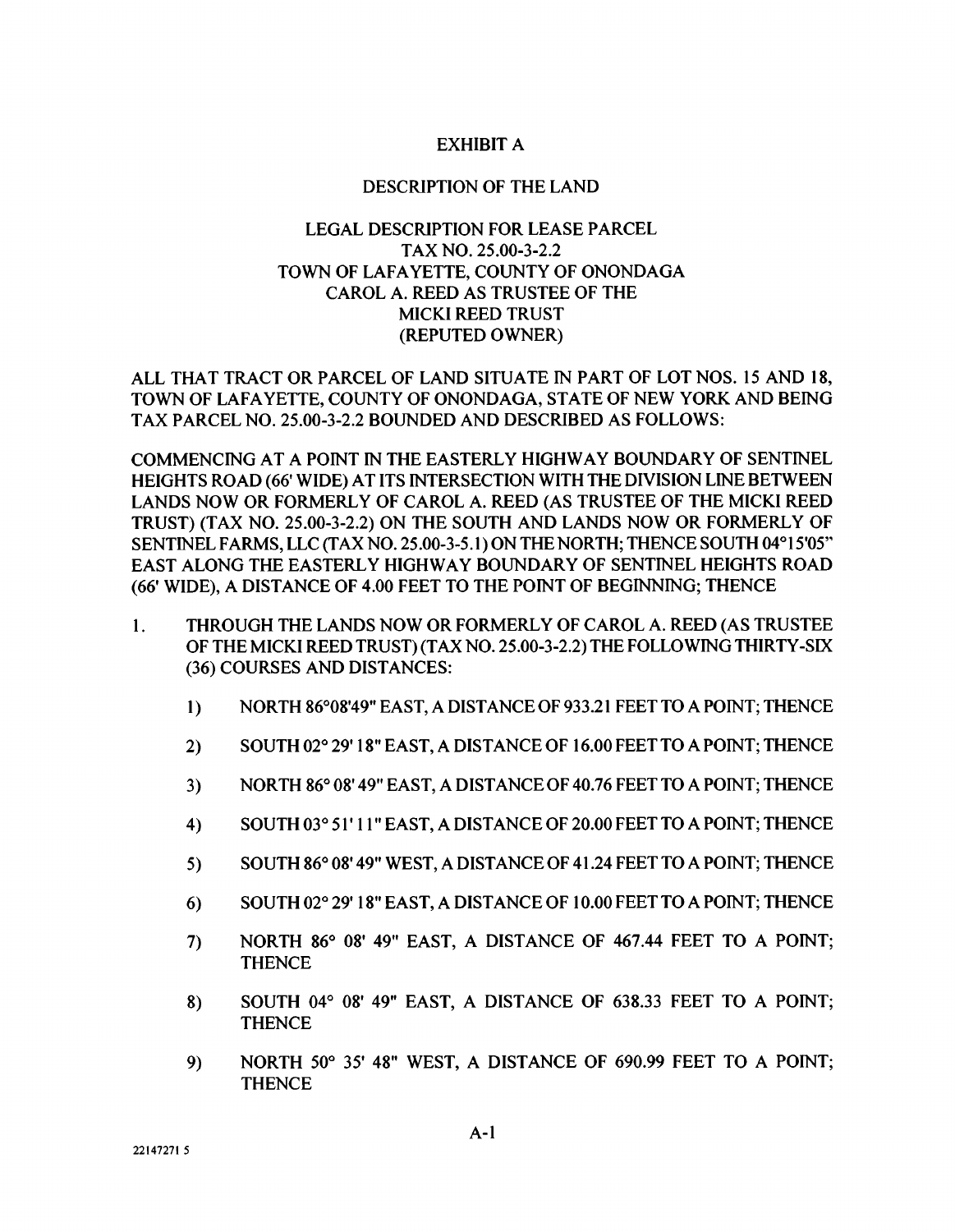EXHIBIT A

DESCRIPTION OF THE LAND

LEGAL DESCRIPTION FOR LEASE PARCEL
TAX NO. 25.00-3-2.2
TOWN OF LAFAYETTE, COUNTY OF ONONDAGA
CAROL A. REED AS TRUSTEE OF THE
MICKI REED TRUST
(REPUTED OWNER)

ALL THAT TRACT OR PARCEL OF LAND SITUATE IN PART OF LOT NOS. 15 AND 18, TOWN OF LAFAYETTE, COUNTY OF ONONDAGA, STATE OF NEW YORK AND BEING TAX PARCEL NO. 25.00-3-2.2 BOUNDED AND DESCRIBED AS FOLLOWS:

COMMENCING AT A POINT IN THE EASTERLY HIGHWAY BOUNDARY OF SENTINEL HEIGHTS ROAD (66' WIDE) AT ITS INTERSECTION WITH THE DIVISION LINE BETWEEN LANDS NOW OR FORMERLY OF CAROL A. REED (AS TRUSTEE OF THE MICKI REED TRUST) (TAX NO. 25.00-3-2.2) ON THE SOUTH AND LANDS NOW OR FORMERLY OF SENTINEL FARMS, LLC (TAX NO. 25.00-3-5.1) ON THE NORTH; THENCE SOUTH 04°15'05" EAST ALONG THE EASTERLY HIGHWAY BOUNDARY OF SENTINEL HEIGHTS ROAD (66' WIDE), A DISTANCE OF 4.00 FEET TO THE POINT OF BEGINNING; THENCE

1. THROUGH THE LANDS NOW OR FORMERLY OF CAROL A. REED (AS TRUSTEE OF THE MICKI REED TRUST) (TAX NO. 25.00-3-2.2) THE FOLLOWING THIRTY-SIX (36) COURSES AND DISTANCES:

   1) NORTH 86°08'49" EAST, A DISTANCE OF 933.21 FEET TO A POINT; THENCE

   2) SOUTH 02° 29' 18" EAST, A DISTANCE OF 16.00 FEET TO A POINT; THENCE

   3) NORTH 86° 08' 49" EAST, A DISTANCE OF 40.76 FEET TO A POINT; THENCE

   4) SOUTH 03° 51' 11" EAST, A DISTANCE OF 20.00 FEET TO A POINT; THENCE

   5) SOUTH 86° 08' 49" WEST, A DISTANCE OF 41.24 FEET TO A POINT; THENCE

   6) SOUTH 02° 29' 18" EAST, A DISTANCE OF 10.00 FEET TO A POINT; THENCE

   7) NORTH 86° 08' 49" EAST, A DISTANCE OF 467.44 FEET TO A POINT; THENCE

   8) SOUTH 04° 08' 49" EAST, A DISTANCE OF 638.33 FEET TO A POINT; THENCE

   9) NORTH 50° 35' 48" WEST, A DISTANCE OF 690.99 FEET TO A POINT; THENCE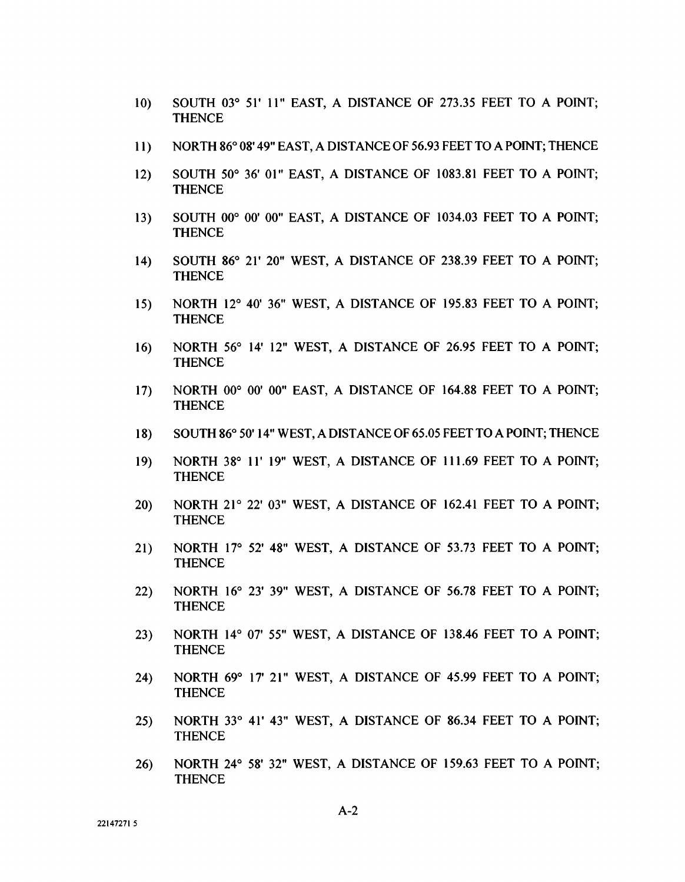10) SOUTH 03° 51' 11" EAST, A DISTANCE OF 273.35 FEET TO A POINT; THENCE

11) NORTH 86° 08' 49" EAST, A DISTANCE OF 56.93 FEET TO A POINT; THENCE

12) SOUTH 50° 36' 01" EAST, A DISTANCE OF 1083.81 FEET TO A POINT; THENCE

13) SOUTH 00° 00' 00" EAST, A DISTANCE OF 1034.03 FEET TO A POINT; THENCE

14) SOUTH 86° 21' 20" WEST, A DISTANCE OF 238.39 FEET TO A POINT; THENCE

15) NORTH 12° 40' 36" WEST, A DISTANCE OF 195.83 FEET TO A POINT; THENCE

16) NORTH 56° 14' 12" WEST, A DISTANCE OF 26.95 FEET TO A POINT; THENCE

17) NORTH 00° 00' 00" EAST, A DISTANCE OF 164.88 FEET TO A POINT; THENCE

18) SOUTH 86° 50' 14" WEST, A DISTANCE OF 65.05 FEET TO A POINT; THENCE

19) NORTH 38° 11' 19" WEST, A DISTANCE OF 111.69 FEET TO A POINT; THENCE

20) NORTH 21° 22' 03" WEST, A DISTANCE OF 162.41 FEET TO A POINT; THENCE

21) NORTH 17° 52' 48" WEST, A DISTANCE OF 53.73 FEET TO A POINT; THENCE

22) NORTH 16° 23' 39" WEST, A DISTANCE OF 56.78 FEET TO A POINT; THENCE

23) NORTH 14° 07' 55" WEST, A DISTANCE OF 138.46 FEET TO A POINT; THENCE

24) NORTH 69° 17' 21" WEST, A DISTANCE OF 45.99 FEET TO A POINT; THENCE

25) NORTH 33° 41' 43" WEST, A DISTANCE OF 86.34 FEET TO A POINT; THENCE

26) NORTH 24° 58' 32" WEST, A DISTANCE OF 159.63 FEET TO A POINT; THENCE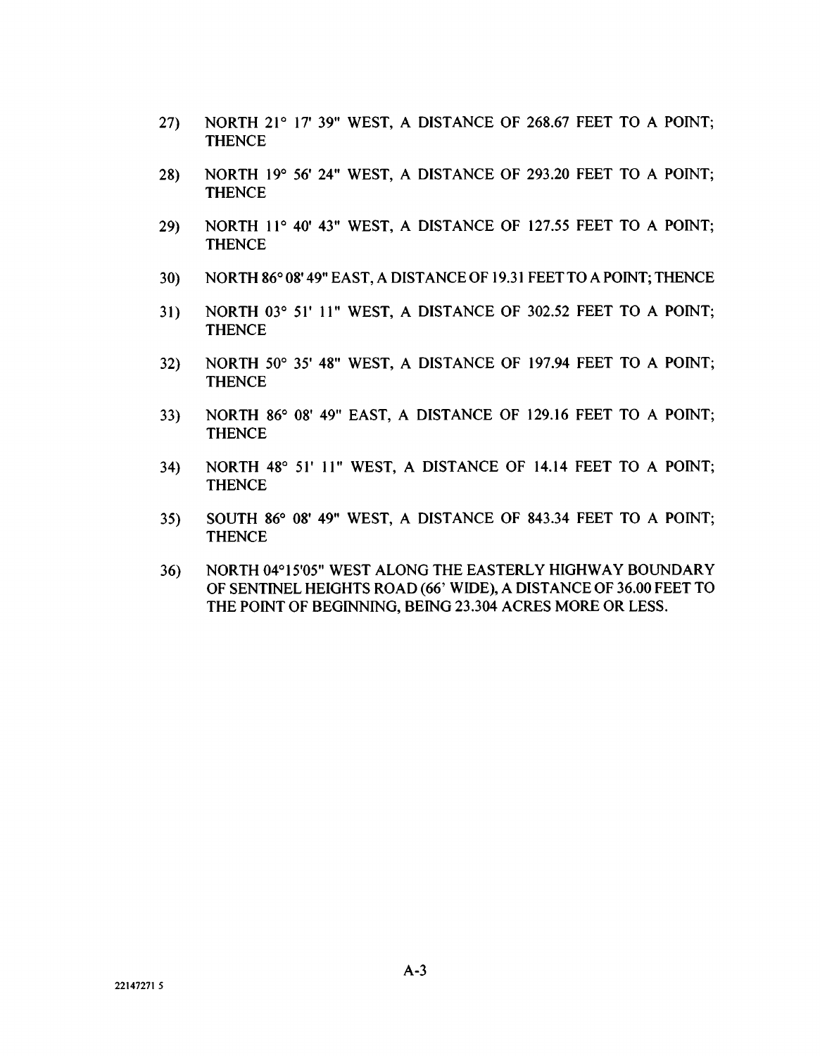27) NORTH 21° 17' 39" WEST, A DISTANCE OF 268.67 FEET TO A POINT; THENCE

28) NORTH 19° 56' 24" WEST, A DISTANCE OF 293.20 FEET TO A POINT; THENCE

29) NORTH 11° 40' 43" WEST, A DISTANCE OF 127.55 FEET TO A POINT; THENCE

30) NORTH 86° 08' 49" EAST, A DISTANCE OF 19.31 FEET TO A POINT; THENCE

31) NORTH 03° 51' 11" WEST, A DISTANCE OF 302.52 FEET TO A POINT; THENCE

32) NORTH 50° 35' 48" WEST, A DISTANCE OF 197.94 FEET TO A POINT; THENCE

33) NORTH 86° 08' 49" EAST, A DISTANCE OF 129.16 FEET TO A POINT; THENCE

34) NORTH 48° 51' 11" WEST, A DISTANCE OF 14.14 FEET TO A POINT; THENCE

35) SOUTH 86° 08' 49" WEST, A DISTANCE OF 843.34 FEET TO A POINT; THENCE

36) NORTH 04°15'05" WEST ALONG THE EASTERLY HIGHWAY BOUNDARY OF SENTINEL HEIGHTS ROAD (66' WIDE), A DISTANCE OF 36.00 FEET TO THE POINT OF BEGINNING, BEING 23.304 ACRES MORE OR LESS.

22147271 5